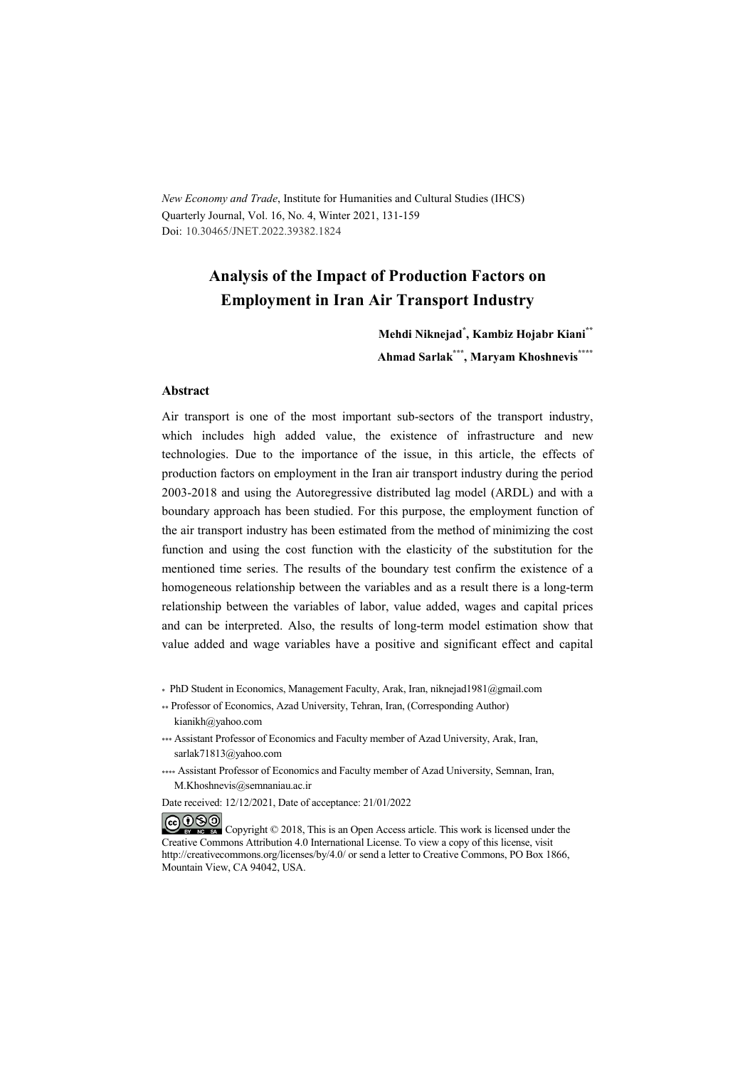*New Economy and Trade*, Institute for Humanities and Cultural Studies (IHCS)
Quarterly Journal, Vol. 16, No. 4, Winter 2021, 131-159
Doi: 10.30465/JNET.2022.39382.1824

# Analysis of the Impact of Production Factors on Employment in Iran Air Transport Industry

**Mehdi Niknejad[*], Kambiz Hojabr Kiani[**]**
**Ahmad Sarlak[***], Maryam Khoshnevis[****]**

## Abstract

Air transport is one of the most important sub-sectors of the transport industry, which includes high added value, the existence of infrastructure and new technologies. Due to the importance of the issue, in this article, the effects of production factors on employment in the Iran air transport industry during the period 2003-2018 and using the Autoregressive distributed lag model (ARDL) and with a boundary approach has been studied. For this purpose, the employment function of the air transport industry has been estimated from the method of minimizing the cost function and using the cost function with the elasticity of the substitution for the mentioned time series. The results of the boundary test confirm the existence of a homogeneous relationship between the variables and as a result there is a long-term relationship between the variables of labor, value added, wages and capital prices and can be interpreted. Also, the results of long-term model estimation show that value added and wage variables have a positive and significant effect and capital

[*] PhD Student in Economics, Management Faculty, Arak, Iran, niknejad1981@gmail.com

[**] Professor of Economics, Azad University, Tehran, Iran, (Corresponding Author) kianikh@yahoo.com

[***] Assistant Professor of Economics and Faculty member of Azad University, Arak, Iran, sarlak71813@yahoo.com

[****] Assistant Professor of Economics and Faculty member of Azad University, Semnan, Iran, M.Khoshnevis@semnaniau.ac.ir

Date received: 12/12/2021, Date of acceptance: 21/01/2022

Copyright © 2018, This is an Open Access article. This work is licensed under the Creative Commons Attribution 4.0 International License. To view a copy of this license, visit http://creativecommons.org/licenses/by/4.0/ or send a letter to Creative Commons, PO Box 1866, Mountain View, CA 94042, USA.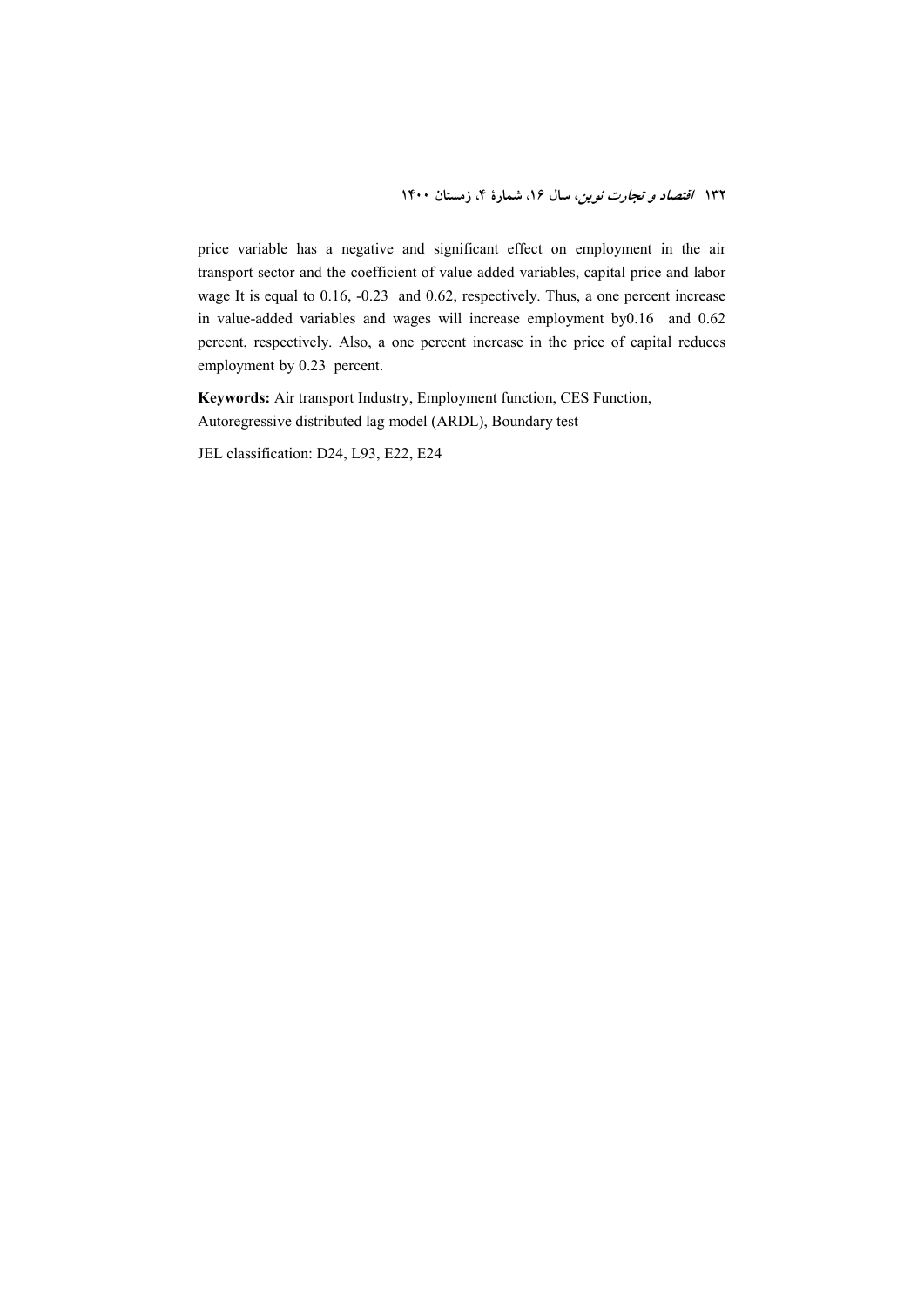price variable has a negative and significant effect on employment in the air transport sector and the coefficient of value added variables, capital price and labor wage It is equal to 0.16, -0.23 and 0.62, respectively. Thus, a one percent increase in value-added variables and wages will increase employment by0.16 and 0.62 percent, respectively. Also, a one percent increase in the price of capital reduces employment by 0.23 percent.

**Keywords:** Air transport Industry, Employment function, CES Function, Autoregressive distributed lag model (ARDL), Boundary test

JEL classification: D24, L93, E22, E24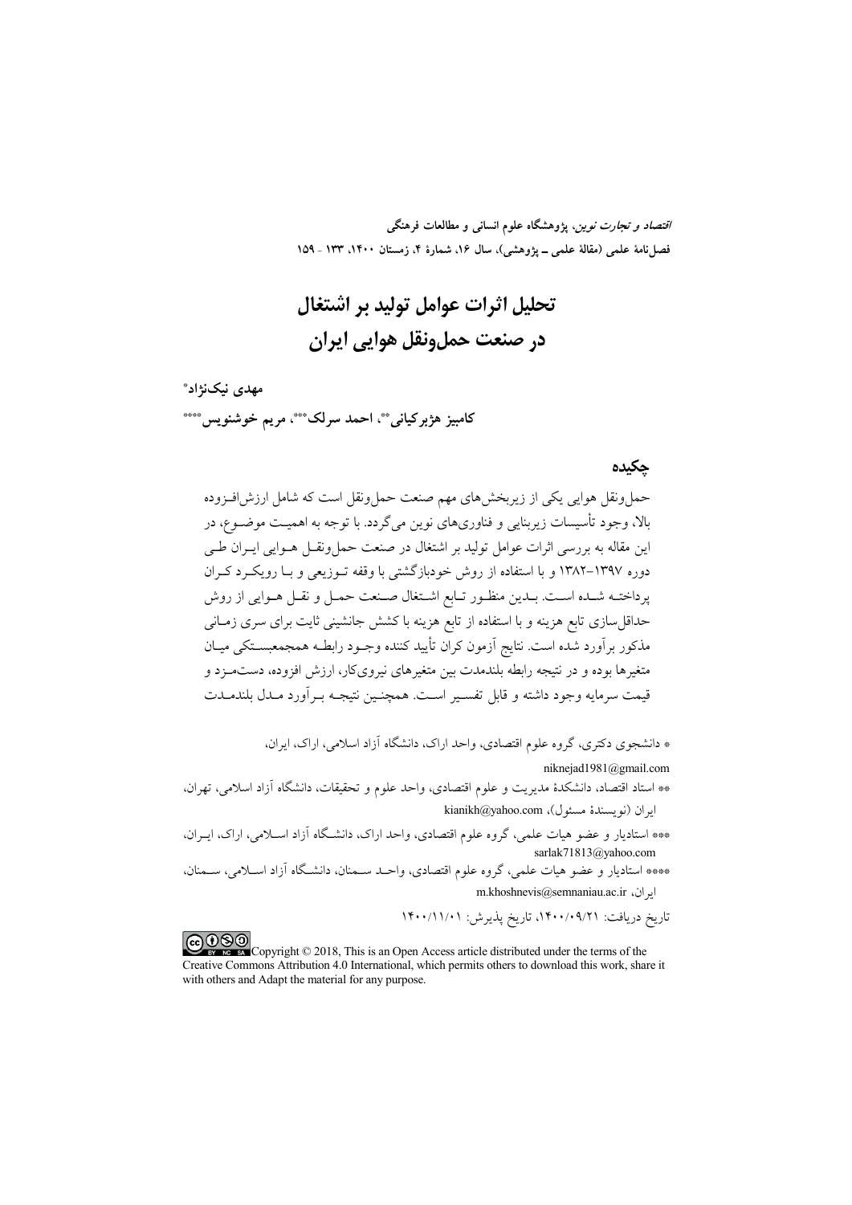# تحلیل اثرات عوامل تولید بر اشتغال در صنعت حمل‌ونقل هوایی ایران

**مهدی نیک‌نژاد***

**کامبیز هژبرکیانی****، **احمد سرلک*****، **مریم خوشنویس******

## چکیده

حمل‌ونقل هوایی یکی از زیربخش‌های مهم صنعت حمل‌ونقل است که شامل ارزش‌افزوده بالا، وجود تأسیسات زیربنایی و فناوری‌های نوین می‌گردد. با توجه به اهمیت موضوع، در این مقاله به بررسی اثرات عوامل تولید بر اشتغال در صنعت حمل‌ونقل هوایی ایران طی دوره ۱۳۹۷-۱۳۸۲ و با استفاده از روش خودبازگشتی با وقفه توزیعی و با رویکرد کران پرداخته شده است. بدین منظور تابع اشتغال صنعت حمل و نقل هوایی از روش حداقل‌سازی تابع هزینه و با استفاده از تابع هزینه با کشش جانشینی ثابت برای سری زمانی مذکور برآورد شده است. نتایج آزمون کران تأیید کننده وجود رابطه همجمعبستگی میان متغیرها بوده و در نتیجه رابطه بلندمدت بین متغیرهای نیروی‌کار، ارزش افزوده، دستمزد و قیمت سرمایه وجود داشته و قابل تفسیر است. همچنین نتیجه برآورد مدل بلندمدت

---

* دانشجوی دکتری، گروه علوم اقتصادی، واحد اراک، دانشگاه آزاد اسلامی، اراک، ایران، niknejad1981@gmail.com

** استاد اقتصاد، دانشکدۀ مدیریت و علوم اقتصادی، واحد علوم و تحقیقات، دانشگاه آزاد اسلامی، تهران، ایران (نویسندۀ مسئول)، kianikh@yahoo.com

*** استادیار و عضو هیات علمی، گروه علوم اقتصادی، واحد اراک، دانشگاه آزاد اسلامی، اراک، ایران، sarlak71813@yahoo.com

**** استادیار و عضو هیات علمی، گروه علوم اقتصادی، واحد سمنان، دانشگاه آزاد اسلامی، سمنان، ایران، m.khoshnevis@semnaniau.ac.ir

تاریخ دریافت: ۱۴۰۰/۰۹/۲۱، تاریخ پذیرش: ۱۴۰۰/۱۱/۰۱

Copyright © 2018, This is an Open Access article distributed under the terms of the Creative Commons Attribution 4.0 International, which permits others to download this work, share it with others and Adapt the material for any purpose.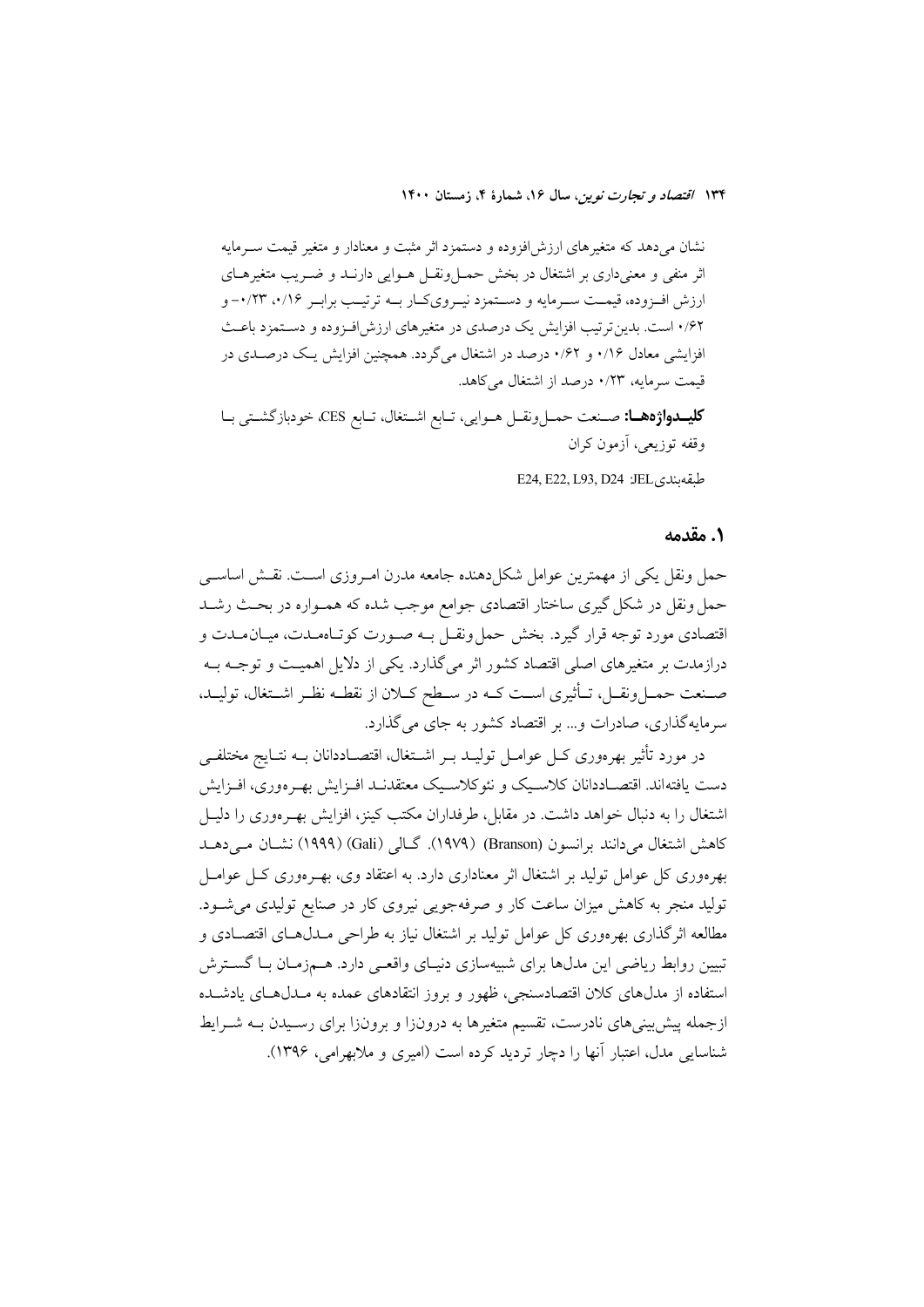نشان می‌دهد که متغیرهای ارزش‌افزوده و دستمزد اثر مثبت و معنادار و متغیر قیمت سرمایه اثر منفی و معنی‌داری بر اشتغال در بخش حمل‌ونقل هوایی دارند و ضریب متغیرهای ارزش افزوده، قیمت سرمایه و دستمزد نیروی‌کار به ترتیب برابر ۰/۱۶، ۰/۲۳- و ۰/۶۲ است. بدین‌ترتیب افزایش یک درصدی در متغیرهای ارزش‌افزوده و دستمزد باعث افزایشی معادل ۰/۱۶ و ۰/۶۲ درصد در اشتغال می‌گردد. همچنین افزایش یک درصدی در قیمت سرمایه، ۰/۲۳ درصد از اشتغال می‌کاهد.

**کلیدواژه‌ها:** صنعت حمل‌ونقل هوایی، تابع اشتغال، تابع CES، خودبازگشتی با وقفه توزیعی، آزمون کران

طبقه‌بندی JEL: E24, E22, L93, D24

## ۱. مقدمه

حمل ونقل یکی از مهمترین عوامل شکل‌دهنده جامعه مدرن امروزی است. نقش اساسی حمل ونقل در شکل گیری ساختار اقتصادی جوامع موجب شده که همواره در بحث رشد اقتصادی مورد توجه قرار گیرد. بخش حمل ونقل به صورت کوتاه‌مدت، میان‌مدت و درازمدت بر متغیرهای اصلی اقتصاد کشور اثر می‌گذارد. یکی از دلایل اهمیت و توجه به صنعت حمل‌ونقل، تأثیری است که در سطح کلان از نقطه نظر اشتغال، تولید، سرمایه‌گذاری، صادرات و... بر اقتصاد کشور به جای می‌گذارد.

در مورد تأثیر بهره‌وری کل عوامل تولید بر اشتغال، اقتصاددانان به نتایج مختلفی دست یافته‌اند. اقتصاددانان کلاسیک و نئوکلاسیک معتقدند افزایش بهره‌وری، افزایش اشتغال را به دنبال خواهد داشت. در مقابل، طرفداران مکتب کینز، افزایش بهره‌وری را دلیل کاهش اشتغال می‌دانند برانسون (Branson) (۱۹۷۹). گالی (Gali) (۱۹۹۹) نشان می‌دهد بهره‌وری کل عوامل تولید بر اشتغال اثر معناداری دارد. به اعتقاد وی، بهره‌وری کل عوامل تولید منجر به کاهش میزان ساعت کار و صرفه‌جویی نیروی کار در صنایع تولیدی می‌شود. مطالعه اثرگذاری بهره‌وری کل عوامل تولید بر اشتغال نیاز به طراحی مدل‌های اقتصادی و تبیین روابط ریاضی این مدل‌ها برای شبیه‌سازی دنیای واقعی دارد. هم‌زمان با گسترش استفاده از مدل‌های کلان اقتصادسنجی، ظهور و بروز انتقادهای عمده به مدل‌های یادشده ازجمله پیش‌بینی‌های نادرست، تقسیم متغیرها به درون‌زا و برون‌زا برای رسیدن به شرایط شناسایی مدل، اعتبار آنها را دچار تردید کرده است (امیری و ملابهرامی، ۱۳۹۶).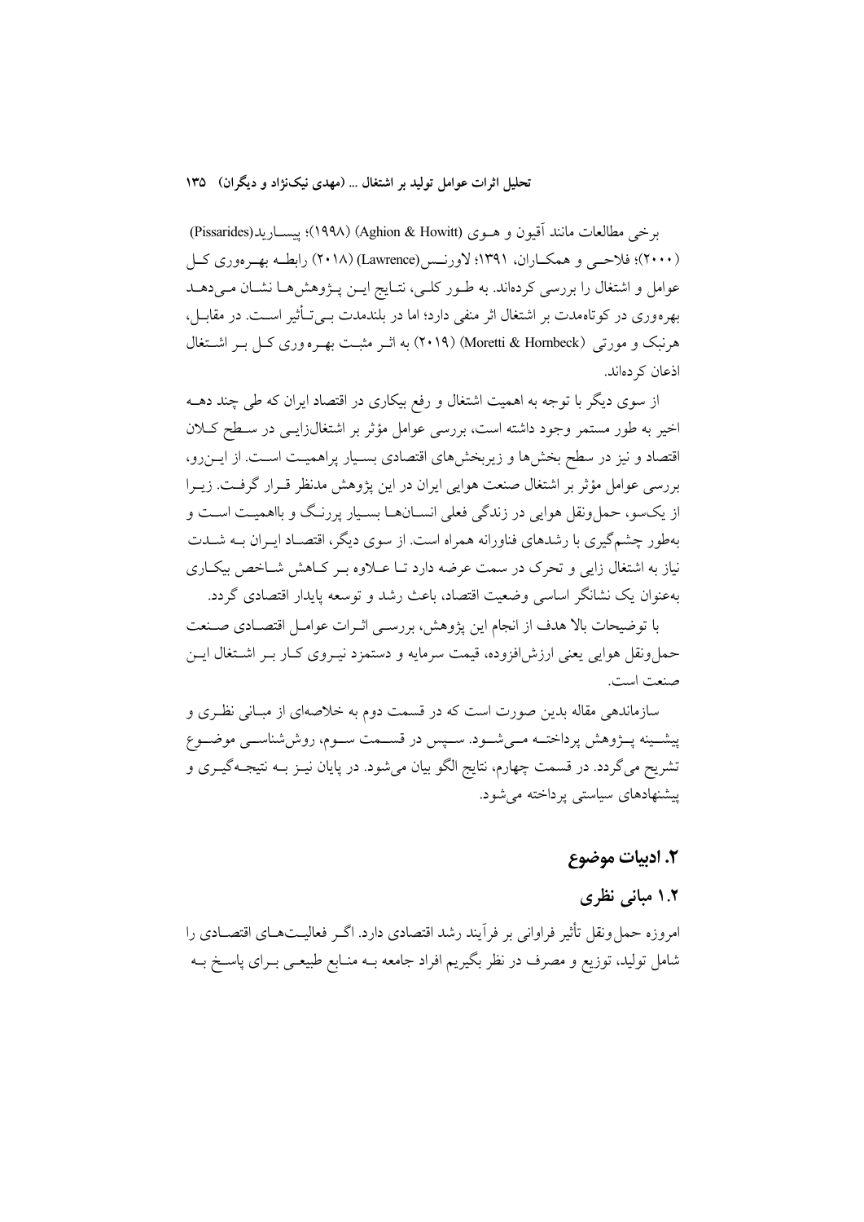برخی مطالعات مانند آقیون و هوی (Aghion & Howitt) (۱۹۹۸)؛ پیسارید(Pissarides) (۲۰۰۰)؛ فلاحی و همکاران، ۱۳۹۱؛ لاورنس(Lawrence) (۲۰۱۸) رابطه بهره‌وری کل عوامل و اشتغال را بررسی کرده‌اند. به طور کلی، نتایج این پژوهش‌ها نشان می‌دهد بهره‌وری در کوتاه‌مدت بر اشتغال اثر منفی دارد؛ اما در بلندمدت بی‌تأثیر است. در مقابل، هرنبک و مورتی (Moretti & Hornbeck) (۲۰۱۹) به اثر مثبت بهره وری کل بر اشتغال اذعان کرده‌اند.

از سوی دیگر با توجه به اهمیت اشتغال و رفع بیکاری در اقتصاد ایران که طی چند دهه اخیر به طور مستمر وجود داشته است، بررسی عوامل مؤثر بر اشتغال‌زایی در سطح کلان اقتصاد و نیز در سطح بخش‌ها و زیربخش‌های اقتصادی بسیار پراهمیت است. از این‌رو، بررسی عوامل مؤثر بر اشتغال صنعت هوایی ایران در این پژوهش مدنظر قرار گرفت. زیرا از یک‌سو، حمل‌ونقل هوایی در زندگی فعلی انسان‌ها بسیار پررنگ و بااهمیت است و به‌طور چشم‌گیری با رشدهای فناورانه همراه است. از سوی دیگر، اقتصاد ایران به شدت نیاز به اشتغال زایی و تحرک در سمت عرضه دارد تا علاوه بر کاهش شاخص بیکاری به‌عنوان یک نشانگر اساسی وضعیت اقتصاد، باعث رشد و توسعه پایدار اقتصادی گردد.

با توضیحات بالا هدف از انجام این پژوهش، بررسی اثرات عوامل اقتصادی صنعت حمل‌ونقل هوایی یعنی ارزش‌افزوده، قیمت سرمایه و دستمزد نیروی کار بر اشتغال این صنعت است.

سازماندهی مقاله بدین صورت است که در قسمت دوم به خلاصه‌ای از مبانی نظری و پیشینه پژوهش پرداخته می‌شود. سپس در قسمت سوم، روش‌شناسی موضوع تشریح می‌گردد. در قسمت چهارم، نتایج الگو بیان می‌شود. در پایان نیز به نتیجه‌گیری و پیشنهادهای سیاستی پرداخته می‌شود.

## ۲. ادبیات موضوع

### ۱.۲ مبانی نظری

امروزه حمل‌ونقل تأثیر فراوانی بر فرآیند رشد اقتصادی دارد. اگر فعالیت‌های اقتصادی را شامل تولید، توزیع و مصرف در نظر بگیریم افراد جامعه به منابع طبیعی برای پاسخ به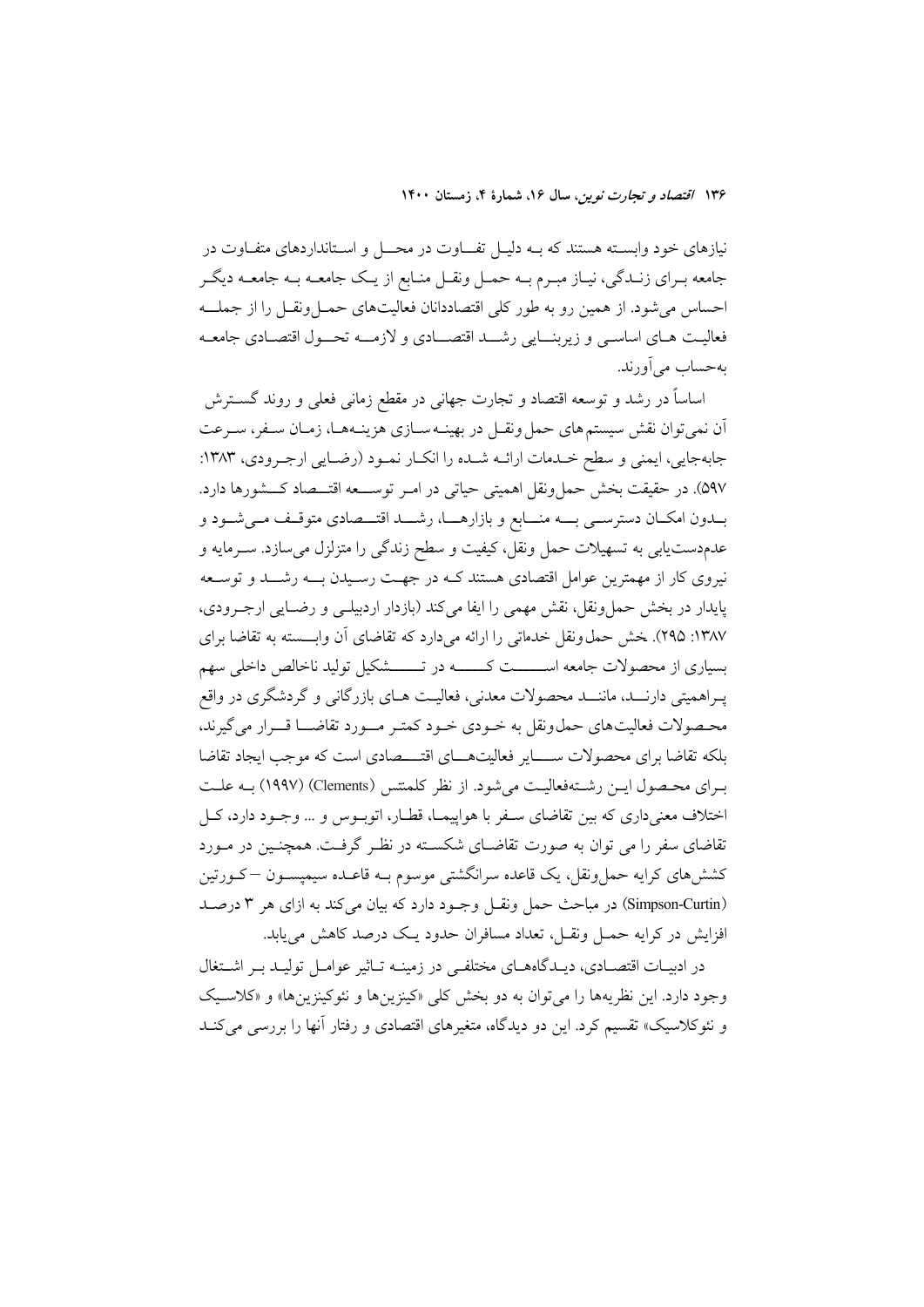نیازهای خود وابسته هستند که به دلیل تفاوت در محل و استانداردهای متفاوت در جامعه برای زندگی، نیاز مبرم به حمل ونقل منابع از یک جامعه به جامعه دیگر احساس می‌شود. از همین رو به طور کلی اقتصاددانان فعالیت‌های حمل‌ونقل را از جمله فعالیت های اساسی و زیربنایی رشد اقتصادی و لازمه تحول اقتصادی جامعه به‌حساب می‌آورند.

اساساً در رشد و توسعه اقتصاد و تجارت جهانی در مقطع زمانی فعلی و روند گسترش آن نمی‌توان نقش سیستم‌های حمل‌ونقل در بهینه‌سازی هزینه‌ها، زمان سفر، سرعت جابه‌جایی، ایمنی و سطح خدمات ارائه شده را انکار نمود (رضایی ارجرودی، ۱۳۸۳: ۵۹۷). در حقیقت بخش حمل‌ونقل اهمیتی حیاتی در امر توسعه اقتصاد کشورها دارد. بدون امکان دسترسی به منابع و بازارها، رشد اقتصادی متوقف می‌شود و عدم‌دست‌یابی به تسهیلات حمل ونقل، کیفیت و سطح زندگی را متزلزل می‌سازد. سرمایه و نیروی کار از مهمترین عوامل اقتصادی هستند که در جهت رسیدن به رشد و توسعه پایدار در بخش حمل‌ونقل، نقش مهمی را ایفا می‌کند (بازدار اردبیلی و رضایی ارجرودی، ۱۳۸۷: ۲۹۵). بخش حمل‌ونقل خدماتی را ارائه می‌دارد که تقاضای آن وابسته به تقاضا برای بسیاری از محصولات جامعه است که در تشکیل تولید ناخالص داخلی سهم پراهمیتی دارند، مانند محصولات معدنی، فعالیت های بازرگانی و گردشگری در واقع محصولات فعالیت‌های حمل‌ونقل به خودی خود کمتر مورد تقاضا قرار می‌گیرند، بلکه تقاضا برای محصولات سایر فعالیت‌های اقتصادی است که موجب ایجاد تقاضا برای محصول این رشته‌فعالیت می‌شود. از نظر کلمنتس (Clements) (۱۹۹۷) به علت اختلاف معنی‌داری که بین تقاضای سفر با هواپیما، قطار، اتوبوس و ... وجود دارد، کل تقاضای سفر را می توان به صورت تقاضای شکسته در نظر گرفت. همچنین در مورد کشش‌های کرایه حمل‌ونقل، یک قاعده سرانگشتی موسوم به قاعده سیمپسون –کورتین (Simpson-Curtin) در مباحث حمل ونقل وجود دارد که بیان می‌کند به ازای هر ۳ درصد افزایش در کرایه حمل ونقل، تعداد مسافران حدود یک درصد کاهش می‌یابد.

در ادبیات اقتصادی، دیدگاه‌های مختلفی در زمینه تاثیر عوامل تولید بر اشتغال وجود دارد. این نظریه‌ها را می‌توان به دو بخش کلی «کینزین‌ها و نئوکینزین‌ها» و «کلاسیک و نئوکلاسیک» تقسیم کرد. این دو دیدگاه، متغیرهای اقتصادی و رفتار آنها را بررسی می‌کنند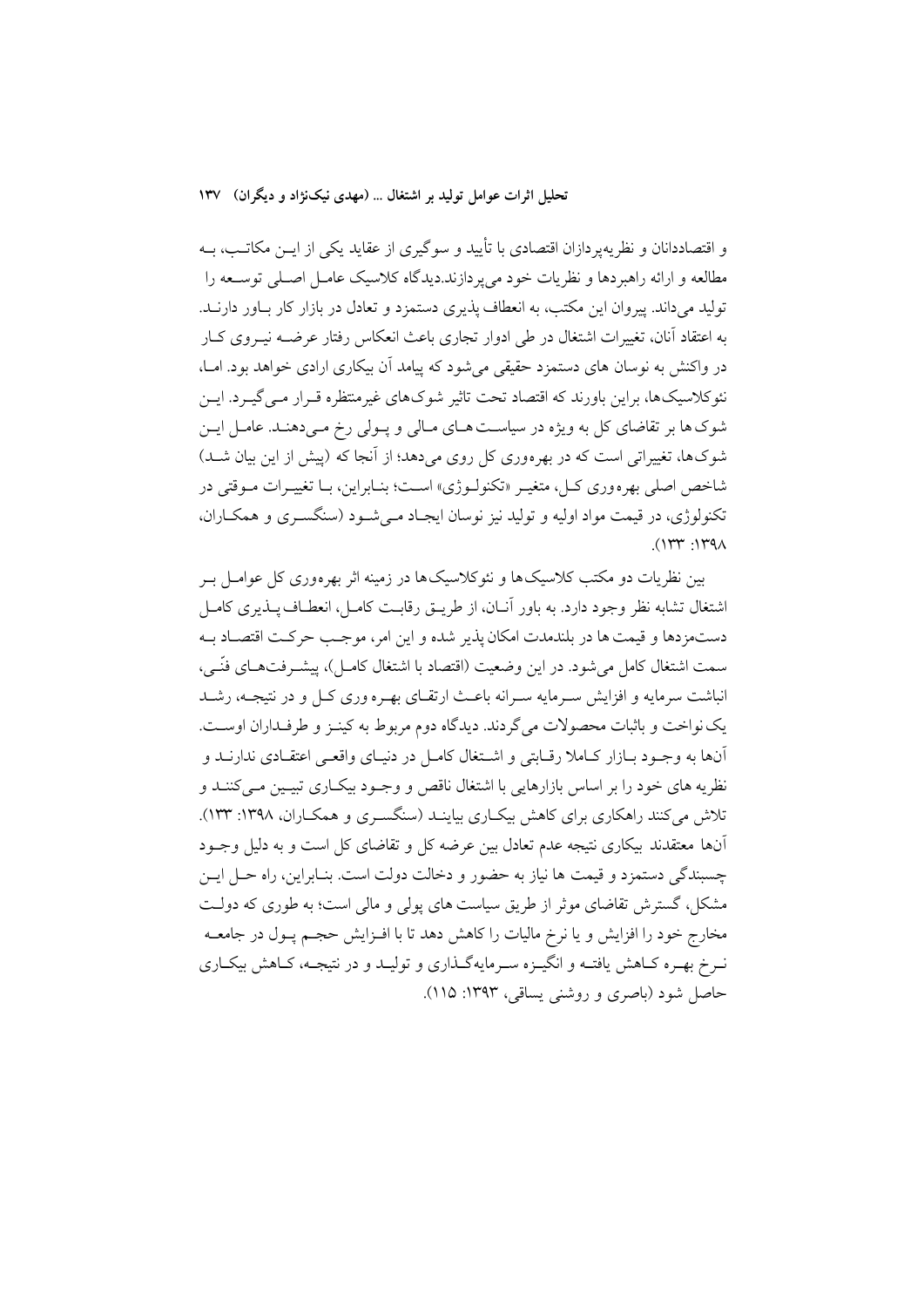و اقتصاددانان و نظریه‌پردازان اقتصادی با تأیید و سوگیری از عقاید یکی از این مکاتب، به مطالعه و ارائه راهبردها و نظریات خود می‌پردازند.دیدگاه کلاسیک عامل اصلی توسعه را تولید می‌داند. پیروان این مکتب، به انعطاف پذیری دستمزد و تعادل در بازار کار باور دارند. به اعتقاد آنان، تغییرات اشتغال در طی ادوار تجاری باعث انعکاس رفتار عرضه نیروی کار در واکنش به نوسان های دستمزد حقیقی می‌شود که پیامد آن بیکاری ارادی خواهد بود. اما، نئوکلاسیک‌ها، براین باورند که اقتصاد تحت تاثیر شوک‌های غیرمنتظره قرار می‌گیرد. این شوک ها بر تقاضای کل به ویژه در سیاست های مالی و پولی رخ می‌دهند. عامل این شوک‌ها، تغییراتی است که در بهره‌وری کل روی می‌دهد؛ از آنجا که (پیش از این بیان شد) شاخص اصلی بهره وری کل، متغیر «تکنولوژی» است؛ بنابراین، با تغییرات موقتی در تکنولوژی، در قیمت مواد اولیه و تولید نیز نوسان ایجاد می‌شود (سنگسری و همکاران، ۱۳۹۸: ۱۳۳).

بین نظریات دو مکتب کلاسیک‌ها و نئوکلاسیک‌ها در زمینه اثر بهره‌وری کل عوامل بر اشتغال تشابه نظر وجود دارد. به باور آنان، از طریق رقابت کامل، انعطاف پذیری کامل دستمزدها و قیمت ها در بلندمدت امکان پذیر شده و این امر، موجب حرکت اقتصاد به سمت اشتغال کامل می‌شود. در این وضعیت (اقتصاد با اشتغال کامل)، پیشرفت‌های فنّی، انباشت سرمایه و افزایش سرانه باعث ارتقای بهره وری کل و در نتیجه، رشد یک نواخت و باثبات محصولات می‌گردند. دیدگاه دوم مربوط به کینز و طرفداران اوست. آنها به وجود بازار کاملا رقابتی و اشتغال کامل در دنیای واقعی اعتقادی ندارند و نظریه های خود را بر اساس بازارهایی با اشتغال ناقص و وجود بیکاری تبیین می‌کنند و تلاش می‌کنند راهکاری برای کاهش بیکاری بیابند (سنگسری و همکاران، ۱۳۹۸: ۱۳۳). آنها معتقدند بیکاری نتیجه عدم تعادل بین عرضه کل و تقاضای کل است و به دلیل وجود چسبندگی دستمزد و قیمت ها نیاز به حضور و دخالت دولت است. بنابراین، راه حل این مشکل، گسترش تقاضای موثر از طریق سیاست های پولی و مالی است؛ به طوری که دولت مخارج خود را افزایش و یا نرخ مالیات را کاهش دهد تا با افزایش حجم پول در جامعه نرخ بهره کاهش یافته و انگیزه سرمایه‌گذاری و تولید و در نتیجه، کاهش بیکاری حاصل شود (باصری و روشنی یساقی، ۱۳۹۳: ۱۱۵).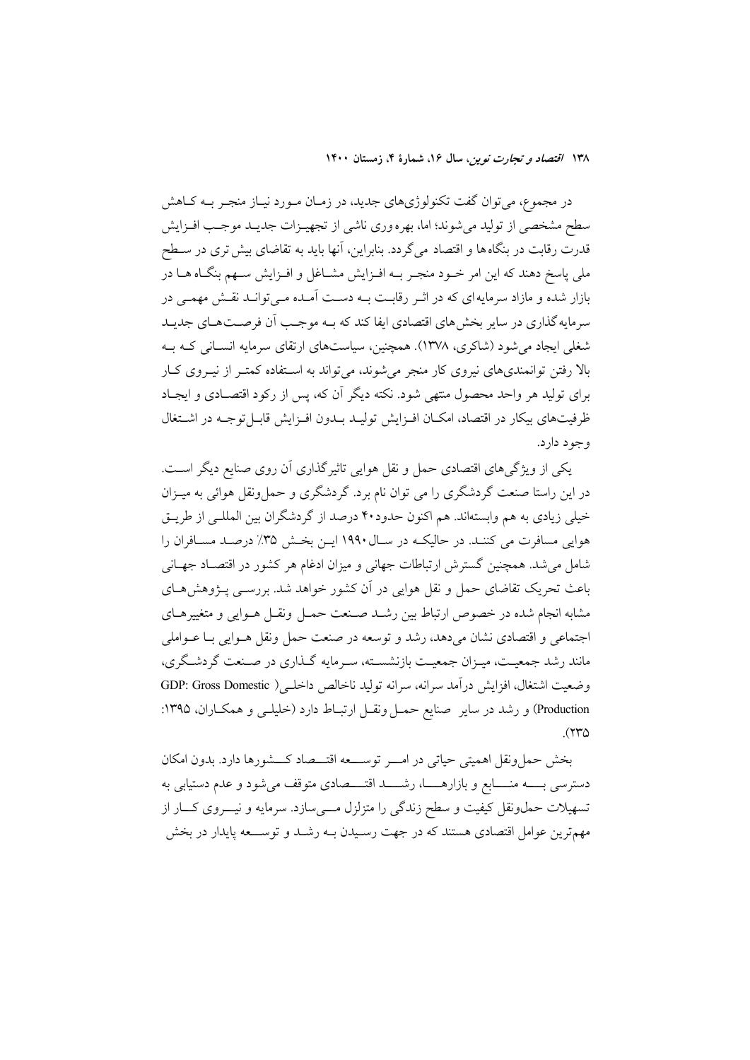در مجموع، می‌توان گفت تکنولوژی‌های جدید، در زمان مورد نیاز منجر به کاهش سطح مشخصی از تولید می‌شوند؛ اما، بهره‌وری ناشی از تجهیزات جدید موجب افزایش قدرت رقابت در بنگاه‌ها و اقتصاد می‌گردد. بنابراین، آنها باید به تقاضای بیش‌تری در سطح ملی پاسخ دهند که این امر خود منجر به افزایش مشاغل و افزایش سهم بنگاه‌ها در بازار شده و مازاد سرمایه‌ای که در اثر رقابت به دست آمده می‌تواند نقش مهمی در سرمایه‌گذاری در سایر بخش‌های اقتصادی ایفا کند که به موجب آن فرصت‌های جدید شغلی ایجاد می‌شود (شاکری، ۱۳۷۸). همچنین، سیاست‌های ارتقای سرمایه انسانی که به بالا رفتن توانمندی‌های نیروی کار منجر می‌شوند، می‌تواند به استفاده کمتر از نیروی کار برای تولید هر واحد محصول منتهی شود. نکته دیگر آن که، پس از رکود اقتصادی و ایجاد ظرفیت‌های بیکار در اقتصاد، امکان افزایش تولید بدون افزایش قابل‌توجه در اشتغال وجود دارد.

یکی از ویژگی‌های اقتصادی حمل و نقل هوایی تاثیرگذاری آن روی صنایع دیگر است. در این راستا صنعت گردشگری را می توان نام برد. گردشگری و حمل‌ونقل هوائی به میزان خیلی زیادی به هم وابسته‌اند. هم اکنون حدود۴۰ درصد از گردشگران بین المللی از طریق هوایی مسافرت می کنند. در حالیکه در سال۱۹۹۰ این بخش ۳۵٪ درصد مسافران را شامل می‌شد. همچنین گسترش ارتباطات جهانی و میزان ادغام هر کشور در اقتصاد جهانی باعث تحریک تقاضای حمل و نقل هوایی در آن کشور خواهد شد. بررسی پژوهش‌های مشابه انجام شده در خصوص ارتباط بین رشد صنعت حمل ونقل هوایی و متغیرهای اجتماعی و اقتصادی نشان می‌دهد، رشد و توسعه در صنعت حمل ونقل هوایی با عواملی مانند رشد جمعیت، میزان جمعیت بازنشسته، سرمایه گذاری در صنعت گردشگری، وضعیت اشتغال، افزایش درآمد سرانه، سرانه تولید ناخالص داخلی( GDP: Gross Domestic Production) و رشد در سایر صنایع حمل ونقل ارتباط دارد (خلیلی و همکاران، ۱۳۹۵: ۲۳۵).

بخش حمل‌ونقل اهمیتی حیاتی در امر توسعه اقتصاد کشورها دارد. بدون امکان دسترسی به منابع و بازارها، رشد اقتصادی متوقف می‌شود و عدم دستیابی به تسهیلات حمل‌ونقل کیفیت و سطح زندگی را متزلزل می‌سازد. سرمایه و نیروی کار از مهم‌ترین عوامل اقتصادی هستند که در جهت رسیدن به رشد و توسعه پایدار در بخش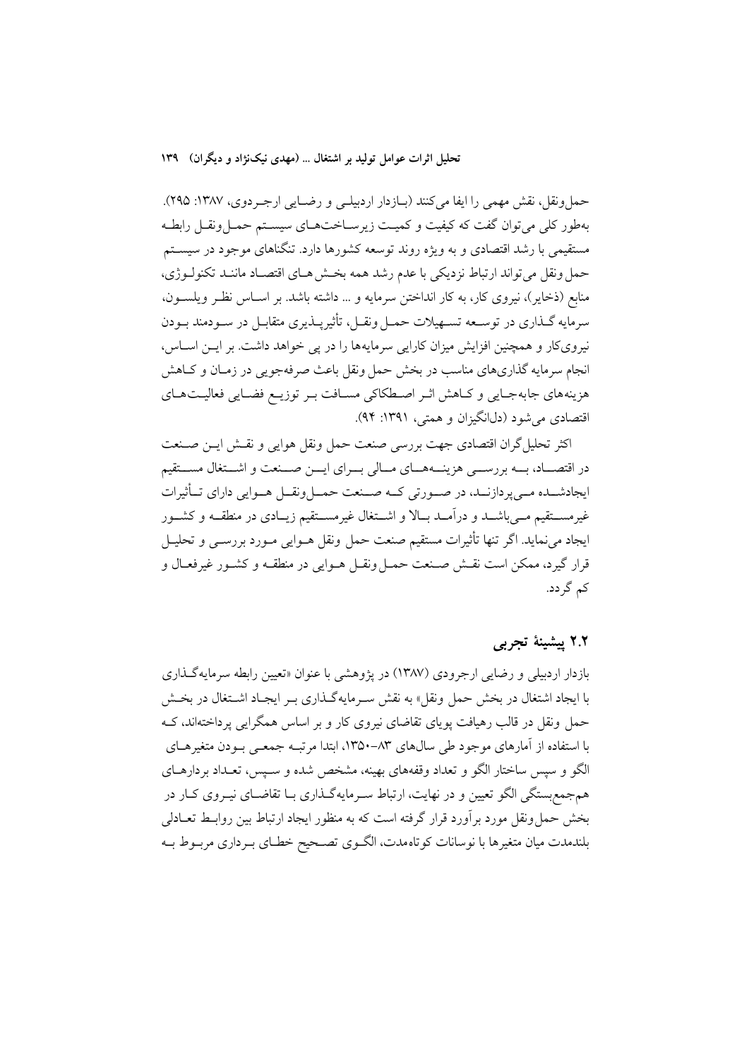حمل‌ونقل، نقش مهمی را ایفا می‌کنند (بازدار اردبیلی و رضایی ارجردوی، ۱۳۸۷: ۲۹۵). به‌طور کلی می‌توان گفت که کیفیت و کمیت زیرساخت‌های سیستم حمل‌ونقل رابطه مستقیمی با رشد اقتصادی و به ویژه روند توسعه کشورها دارد. تنگناهای موجود در سیستم حمل ونقل می‌تواند ارتباط نزدیکی با عدم رشد همه بخش‌های اقتصاد مانند تکنولوژی، منابع (ذخایر)، نیروی کار، به کار انداختن سرمایه و ... داشته باشد. بر اساس نظر ویلسون، سرمایه گذاری در توسعه تسهیلات حمل ونقل، تأثیرپذیری متقابل در سودمند بودن نیروی‌کار و همچنین افزایش میزان کارایی سرمایه‌ها را در پی خواهد داشت. بر این اساس، انجام سرمایه گذاری‌های مناسب در بخش حمل ونقل باعث صرفه‌جویی در زمان و کاهش هزینه‌های جابه‌جایی و کاهش اثر اصطکاکی مسافت بر توزیع فضایی فعالیت‌های اقتصادی می‌شود (دل‌انگیزان و همتی، ۱۳۹۱: ۹۴).

اکثر تحلیل‌گران اقتصادی جهت بررسی صنعت حمل ونقل هوایی و نقش این صنعت در اقتصاد، به بررسی هزینه‌های مالی برای این صنعت و اشتغال مستقیم ایجادشده می‌پردازند، در صورتی که صنعت حمل‌ونقل هوایی دارای تأثیرات غیرمستقیم می‌باشد و درآمد بالا و اشتغال غیرمستقیم زیادی در منطقه و کشور ایجاد می‌نماید. اگر تنها تأثیرات مستقیم صنعت حمل ونقل هوایی مورد بررسی و تحلیل قرار گیرد، ممکن است نقش صنعت حمل‌ونقل هوایی در منطقه و کشور غیرفعال و کم گردد.

## ۲.۲ پیشینهٔ تجربی

بازدار اردبیلی و رضایی ارجرودی (۱۳۸۷) در پژوهشی با عنوان «تعیین رابطه سرمایه‌گذاری با ایجاد اشتغال در بخش حمل ونقل» به نقش سرمایه‌گذاری بر ایجاد اشتغال در بخش حمل ونقل در قالب رهیافت پویای تقاضای نیروی کار و بر اساس همگرایی پرداخته‌اند، که با استفاده از آمارهای موجود طی سال‌های ۸۳-۱۳۵۰، ابتدا مرتبه جمعی بودن متغیرهای الگو و سپس ساختار الگو و تعداد وقفه‌های بهینه، مشخص شده و سپس، تعداد بردارهای هم‌جمع‌بستگی الگو تعیین و در نهایت، ارتباط سرمایه‌گذاری با تقاضای نیروی کار در بخش حمل‌ونقل مورد برآورد قرار گرفته است که به منظور ایجاد ارتباط بین روابط تعادلی بلندمدت میان متغیرها با نوسانات کوتاه‌مدت، الگوی تصحیح خطای برداری مربوط به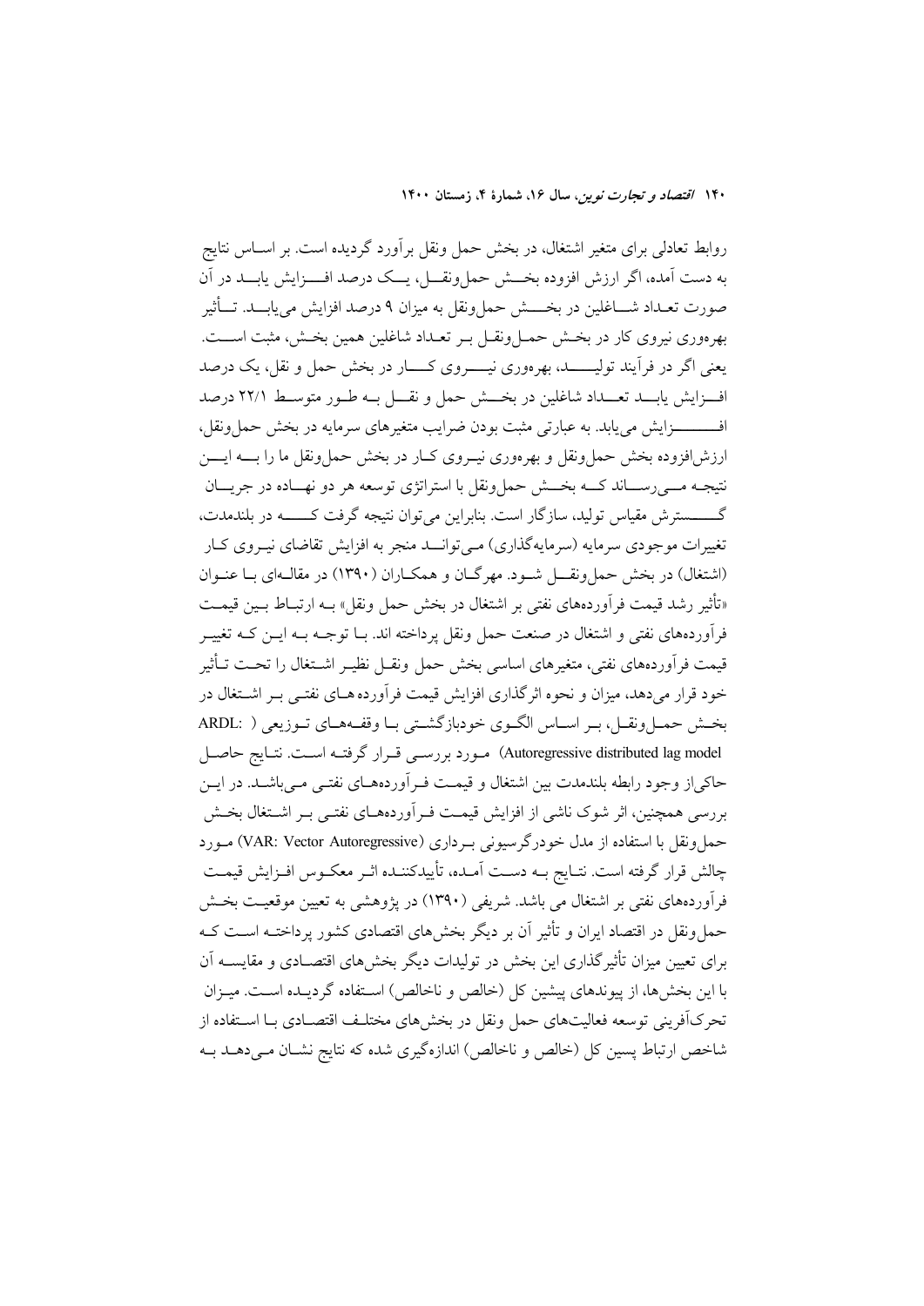روابط تعادلی برای متغیر اشتغال، در بخش حمل ونقل برآورد گردیده است. بر اساس نتایج به دست آمده، اگر ارزش افزوده بخش حمل‌ونقل، یک درصد افزایش یابد در آن صورت تعداد شاغلین در بخش حمل‌ونقل به میزان ۹ درصد افزایش می‌یابد. تأثیر بهره‌وری نیروی کار در بخش حمل‌ونقل بر تعداد شاغلین همین بخش، مثبت است. یعنی اگر در فرآیند تولید، بهره‌وری نیروی کار در بخش حمل و نقل، یک درصد افزایش یابد تعداد شاغلین در بخش حمل و نقل به طور متوسط ۲۲/۱ درصد افزایش می‌یابد. به عبارتی مثبت بودن ضرایب متغیرهای سرمایه در بخش حمل‌ونقل، ارزش‌افزوده بخش حمل‌ونقل و بهره‌وری نیروی کار در بخش حمل‌ونقل ما را به این نتیجه می‌رساند که بخش حمل‌ونقل با استراتژی توسعه هر دو نهاده در جریان گسترش مقیاس تولید، سازگار است. بنابراین می‌توان نتیجه گرفت که در بلندمدت، تغییرات موجودی سرمایه (سرمایه‌گذاری) می‌تواند منجر به افزایش تقاضای نیروی کار (اشتغال) در بخش حمل‌ونقل شود. مهرگان و همکاران (۱۳۹۰) در مقاله‌ای با عنوان «تأثیر رشد قیمت فرآورده‌های نفتی بر اشتغال در بخش حمل ونقل» به ارتباط بین قیمت فرآورده‌های نفتی و اشتغال در صنعت حمل ونقل پرداخته اند. با توجه به این که تغییر قیمت فرآورده‌های نفتی، متغیرهای اساسی بخش حمل ونقل نظیر اشتغال را تحت تأثیر خود قرار می‌دهد، میزان و نحوه اثرگذاری افزایش قیمت فرآورده های نفتی بر اشتغال در بخش حمل‌ونقل، بر اساس الگوی خودبازگشتی با وقفه‌های توزیعی ( ARDL: Autoregressive distributed lag model) مورد بررسی قرار گرفته است. نتایج حاصل حاکی‌از وجود رابطه بلندمدت بین اشتغال و قیمت فرآورده‌های نفتی می‌باشد. در این بررسی همچنین، اثر شوک ناشی از افزایش قیمت فرآورده‌های نفتی بر اشتغال بخش حمل‌ونقل با استفاده از مدل خودرگرسیونی برداری (VAR: Vector Autoregressive) مورد چالش قرار گرفته است. نتایج به دست آمده، تأییدکننده اثر معکوس افزایش قیمت فرآورده‌های نفتی بر اشتغال می باشد. شریفی (۱۳۹۰) در پژوهشی به تعیین موقعیت بخش حمل‌ونقل در اقتصاد ایران و تأثیر آن بر دیگر بخش‌های اقتصادی کشور پرداخته است که برای تعیین میزان تأثیرگذاری این بخش در تولیدات دیگر بخش‌های اقتصادی و مقایسه آن با این بخش‌ها، از پیوندهای پیشین کل (خالص و ناخالص) استفاده گردیده است. میزان تحرک‌آفرینی توسعه فعالیت‌های حمل ونقل در بخش‌های مختلف اقتصادی با استفاده از شاخص ارتباط پسین کل (خالص و ناخالص) اندازه‌گیری شده که نتایج نشان می‌دهد به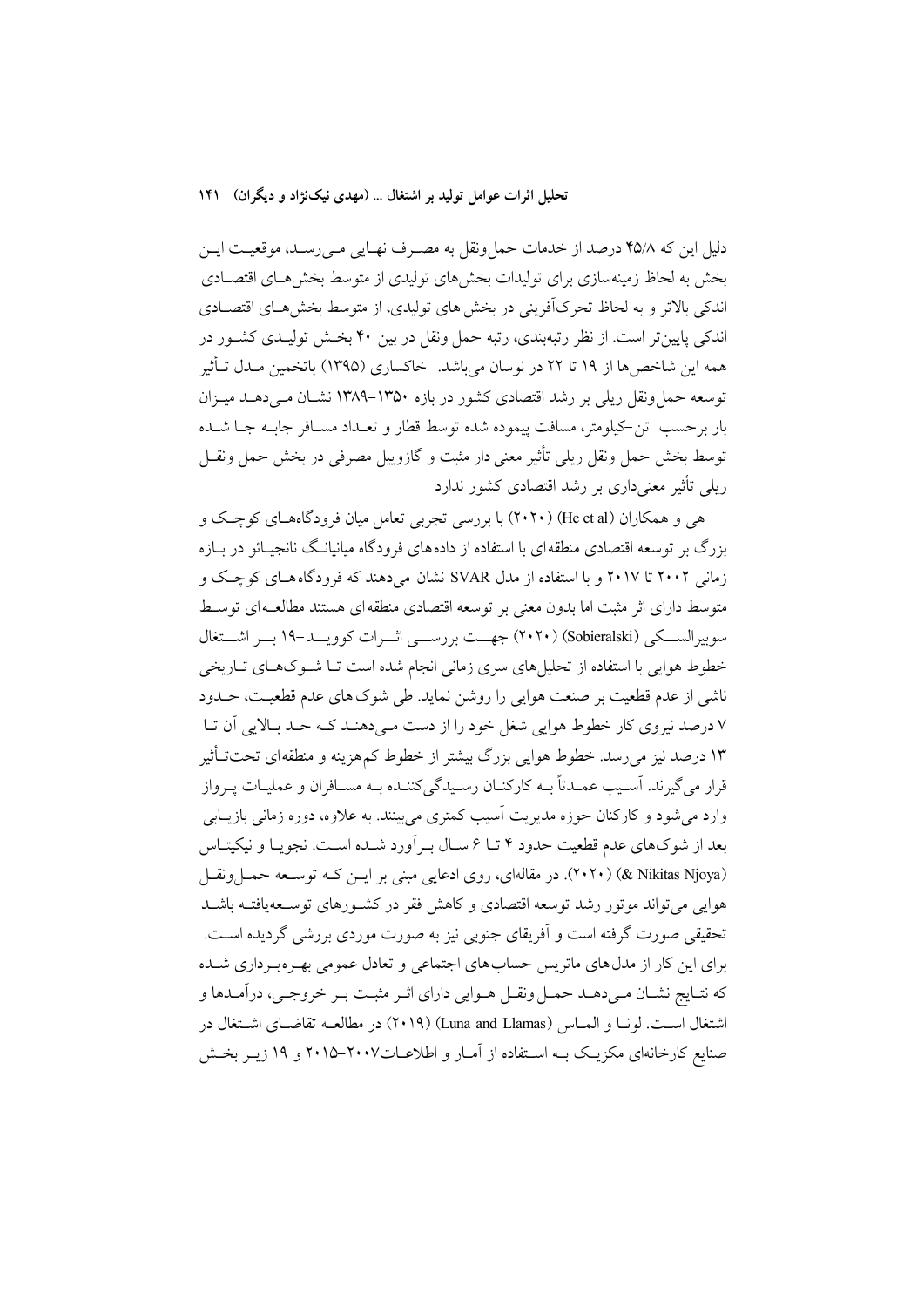دلیل این که ۴۵/۸ درصد از خدمات حمل‌ونقل به مصـرف نهـایی مـی‌رسـد، موقعیـت ایـن بخش به لحاظ زمینه‌سازی برای تولیدات بخش‌های تولیدی از متوسط بخش‌هـای اقتصـادی اندکی بالاتر و به لحاظ تحرک‌آفرینی در بخش های تولیدی، از متوسط بخش‌هـای اقتصـادی اندکی پایین‌تر است. از نظر رتبه‌بندی، رتبه حمل ونقل در بین ۴۰ بخـش تولیـدی کشـور در همه این شاخص‌ها از ۱۹ تا ۲۲ در نوسان می‌باشد. خاکساری (۱۳۹۵) باتخمین مـدل تـأثیر توسعه حمل‌ونقل ریلی بر رشد اقتصادی کشور در بازه ۱۳۵۰–۱۳۸۹ نشـان مـی‌دهـد میـزان بار برحسب تن–کیلومتر، مسافت پیموده شده توسط قطار و تعـداد مسـافر جابـه جـا شـده توسط بخش حمل ونقل ریلی تأثیر معنی دار مثبت و گازوییل مصرفی در بخش حمل ونقـل ریلی تأثیر معنی‌داری بر رشد اقتصادی کشور ندارد

هی و همکاران (He et al) (۲۰۲۰) با بررسی تجربی تعامل میان فرودگاه‌هـای کوچـک و بزرگ بر توسعه اقتصادی منطقه‌ای با استفاده از داده‌های فرودگاه میانیانـگ نانجیـائو در بـازه زمانی ۲۰۰۲ تا ۲۰۱۷ و با استفاده از مدل SVAR نشان می‌دهند که فرودگاه‌هـای کوچـک و متوسط دارای اثر مثبت اما بدون معنی بر توسعه اقتصادی منطقه‌ای هستند مطالعـه‌ای توسـط سوبیرالسـکی (Sobieralski) (۲۰۲۰) جهـت بررسـی اثـرات کوویـد–۱۹ بـر اشـتغال خطوط هوایی با استفاده از تحلیل‌های سری زمانی انجام شده است تـا شـوک‌هـای تـاریخی ناشی از عدم قطعیت بر صنعت هوایی را روشن نماید. طی شوک‌های عدم قطعیـت، حـدود ۷ درصد نیروی کار خطوط هوایی شغل خود را از دست مـی‌دهنـد کـه حـد بـالایی آن تـا ۱۳ درصد نیز می‌رسد. خطوط هوایی بزرگ بیشتر از خطوط کم‌هزینه و منطقه‌ای تحت‌تـأثیر قرار می‌گیرند. آسـیب عمـدتاً بـه کارکنـان رسـیدگی‌کننـده بـه مسـافران و عملیـات پـرواز وارد می‌شود و کارکنان حوزه مدیریت آسیب کمتری می‌بینند. به علاوه، دوره زمانی بازیـابی بعد از شوک‌های عدم قطعیت حدود ۴ تـا ۶ سـال بـرآورد شـده اسـت. نجویـا و نیکیتـاس (Nikitas Njoya &) (۲۰۲۰). در مقاله‌ای، روی ادعایی مبنی بر ایـن کـه توسـعه حمـل‌ونقـل هوایی می‌تواند موتور رشد توسعه اقتصادی و کاهش فقر در کشـورهای توسـعه‌یافتـه باشـد تحقیقی صورت گرفته است و آفریقای جنوبی نیز به صورت موردی بررسی گردیده اسـت. برای این کار از مدل‌های ماتریس حساب‌های اجتماعی و تعادل عمومی بهـره‌بـرداری شـده که نتـایج نشـان مـی‌دهـد حمـل‌ونقـل هـوایی دارای اثـر مثبـت بـر خروجـی، درآمـدها و اشتغال اسـت. لونـا و الـماس (Luna and Llamas) (۲۰۱۹) در مطالعـه تقاضـای اشـتغال در صنایع کارخانه‌ای مکزیـک بـه اسـتفاده از آمـار و اطلاعـات۲۰۰۷–۲۰۱۵ و ۱۹ زیـر بخـش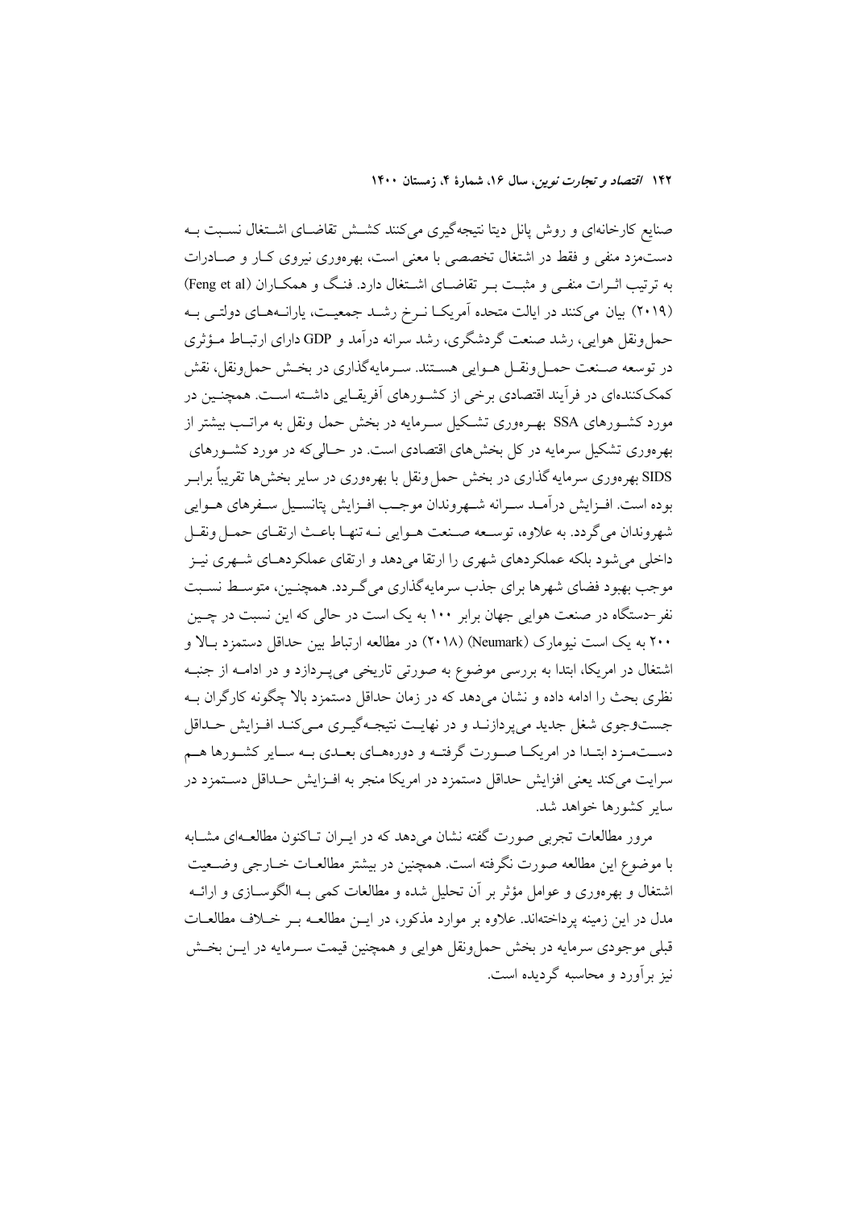صنایع کارخانه‌ای و روش پانل دیتا نتیجه‌گیری می‌کنند کشش تقاضای اشتغال نسبت به دستمزد منفی و فقط در اشتغال تخصصی با معنی است، بهره‌وری نیروی کار و صادرات به ترتیب اثرات منفی و مثبت بر تقاضای اشتغال دارد. فنگ و همکاران (Feng et al) (۲۰۱۹) بیان می‌کنند در ایالت متحده آمریکا نرخ رشد جمعیت، یارانه‌های دولتی به حمل‌ونقل هوایی، رشد صنعت گردشگری، رشد سرانه درآمد و GDP دارای ارتباط مؤثری در توسعه صنعت حمل‌ونقل هوایی هستند. سرمایه‌گذاری در بخش حمل‌ونقل، نقش کمک‌کننده‌ای در فرآیند اقتصادی برخی از کشورهای آفریقایی داشته است. همچنین در مورد کشورهای SSA بهره‌وری تشکیل سرمایه در بخش حمل ونقل به مراتب بیشتر از بهره‌وری تشکیل سرمایه در کل بخش‌های اقتصادی است. در حالی‌که در مورد کشورهای SIDS بهره‌وری سرمایه گذاری در بخش حمل‌ونقل با بهره‌وری در سایر بخش‌ها تقریباً برابر بوده است. افزایش درآمد سرانه شهروندان موجب افزایش پتانسیل سفرهای هوایی شهروندان می‌گردد. به علاوه، توسعه صنعت هوایی نه تنها باعث ارتقای حمل ونقل داخلی می‌شود بلکه عملکردهای شهری را ارتقا می‌دهد و ارتقای عملکردهای شهری نیز موجب بهبود فضای شهرها برای جذب سرمایه‌گذاری می‌گردد. همچنین، متوسط نسبت نفر-دستگاه در صنعت هوایی جهان برابر ۱۰۰ به یک است در حالی که این نسبت در چین ۲۰۰ به یک است نیومارک (Neumark) (۲۰۱۸) در مطالعه ارتباط بین حداقل دستمزد بالا و اشتغال در امریکا، ابتدا به بررسی موضوع به صورتی تاریخی می‌پردازد و در ادامه از جنبه نظری بحث را ادامه داده و نشان می‌دهد که در زمان حداقل دستمزد بالا چگونه کارگران به جست‌وجوی شغل جدید می‌پردازند و در نهایت نتیجه‌گیری می‌کند افزایش حداقل دستمزد ابتدا در امریکا صورت گرفته و دوره‌های بعدی به سایر کشورها هم سرایت می‌کند یعنی افزایش حداقل دستمزد در امریکا منجر به افزایش حداقل دستمزد در سایر کشورها خواهد شد.

مرور مطالعات تجربی صورت گفته نشان می‌دهد که در ایران تاکنون مطالعه‌ای مشابه با موضوع این مطالعه صورت نگرفته است. همچنین در بیشتر مطالعات خارجی وضعیت اشتغال و بهره‌وری و عوامل مؤثر بر آن تحلیل شده و مطالعات کمی به الگوسازی و ارائه مدل در این زمینه پرداخته‌اند. علاوه بر موارد مذکور، در این مطالعه بر خلاف مطالعات قبلی موجودی سرمایه در بخش حمل‌ونقل هوایی و همچنین قیمت سرمایه در این بخش نیز برآورد و محاسبه گردیده است.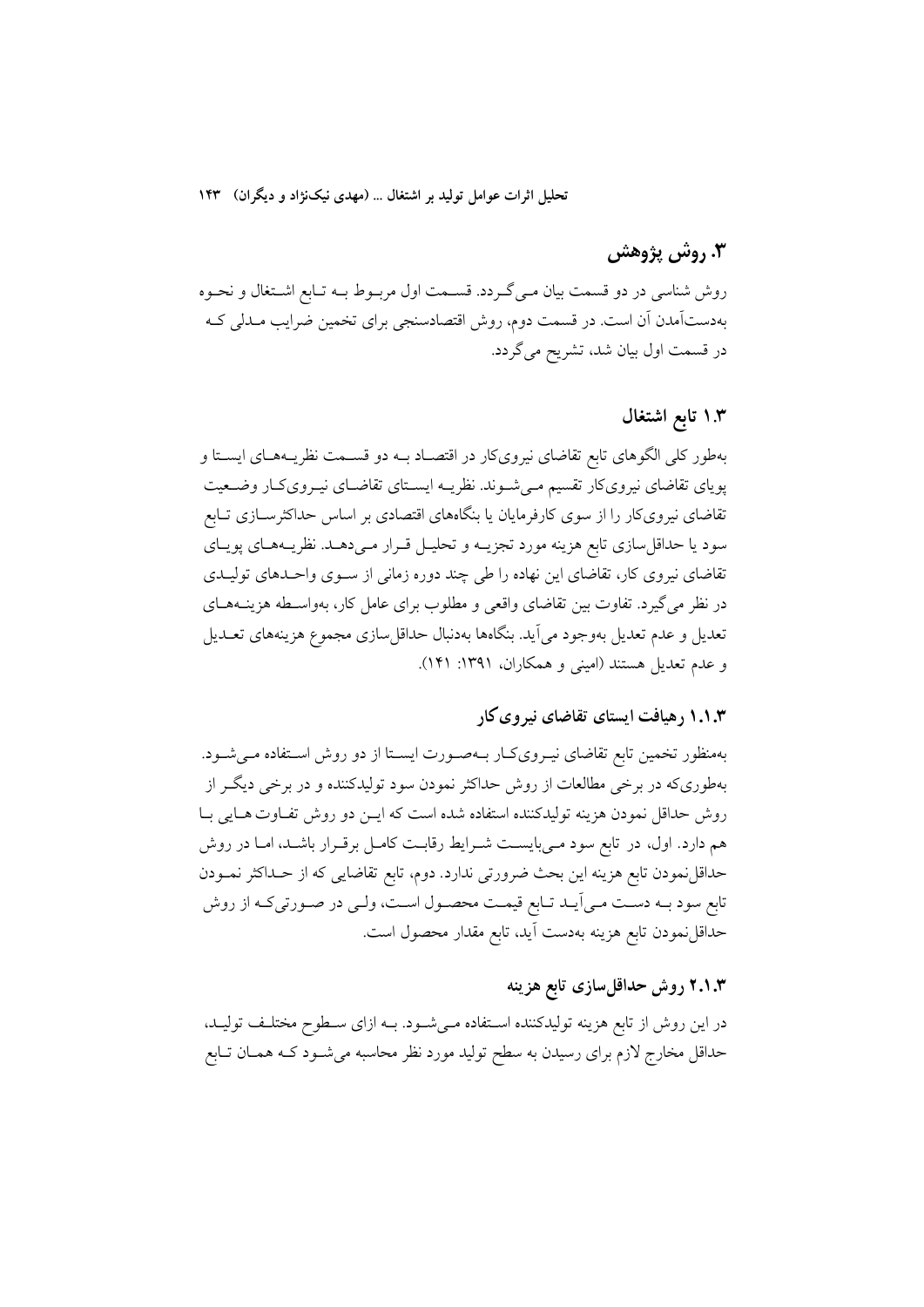## ۳. روش پژوهش

روش شناسی در دو قسمت بیان می‌گردد. قسمت اول مربوط به تابع اشتغال و نحوه به‌دست‌آمدن آن است. در قسمت دوم، روش اقتصادسنجی برای تخمین ضرایب مدلی که در قسمت اول بیان شد، تشریح می‌گردد.

### ۱.۳ تابع اشتغال

به‌طور کلی الگوهای تابع تقاضای نیروی‌کار در اقتصاد به دو قسمت نظریه‌های ایستا و پویای تقاضای نیروی‌کار تقسیم می‌شوند. نظریه ایستای تقاضای نیروی‌کار وضعیت تقاضای نیروی‌کار را از سوی کارفرمایان یا بنگاه‌های اقتصادی بر اساس حداکثرسازی تابع سود یا حداقل‌سازی تابع هزینه مورد تجزیه و تحلیل قرار می‌دهد. نظریه‌های پویای تقاضای نیروی کار، تقاضای این نهاده را طی چند دوره زمانی از سوی واحدهای تولیدی در نظر می‌گیرد. تفاوت بین تقاضای واقعی و مطلوب برای عامل کار، به‌واسطه هزینه‌های تعدیل و عدم تعدیل به‌وجود می‌آید. بنگاه‌ها به‌دنبال حداقل‌سازی مجموع هزینه‌های تعدیل و عدم تعدیل هستند (امینی و همکاران، ۱۳۹۱: ۱۴۱).

#### ۱.۱.۳ رهیافت ایستای تقاضای نیروی‌کار

به‌منظور تخمین تابع تقاضای نیروی‌کار به‌صورت ایستا از دو روش استفاده می‌شود. به‌طوری‌که در برخی مطالعات از روش حداکثر نمودن سود تولیدکننده و در برخی دیگر از روش حداقل نمودن هزینه تولیدکننده استفاده شده است که این دو روش تفاوت هایی با هم دارد. اول، در تابع سود می‌بایست شرایط رقابت کامل برقرار باشد، اما در روش حداقل‌نمودن تابع هزینه این بحث ضرورتی ندارد. دوم، تابع تقاضایی که از حداکثر نمودن تابع سود به دست می‌آید تابع قیمت محصول است، ولی در صورتی‌که از روش حداقل‌نمودن تابع هزینه به‌دست آید، تابع مقدار محصول است.

#### ۲.۱.۳ روش حداقل‌سازی تابع هزینه

در این روش از تابع هزینه تولیدکننده استفاده می‌شود. به ازای سطوح مختلف تولید، حداقل مخارج لازم برای رسیدن به سطح تولید مورد نظر محاسبه می‌شود که همان تابع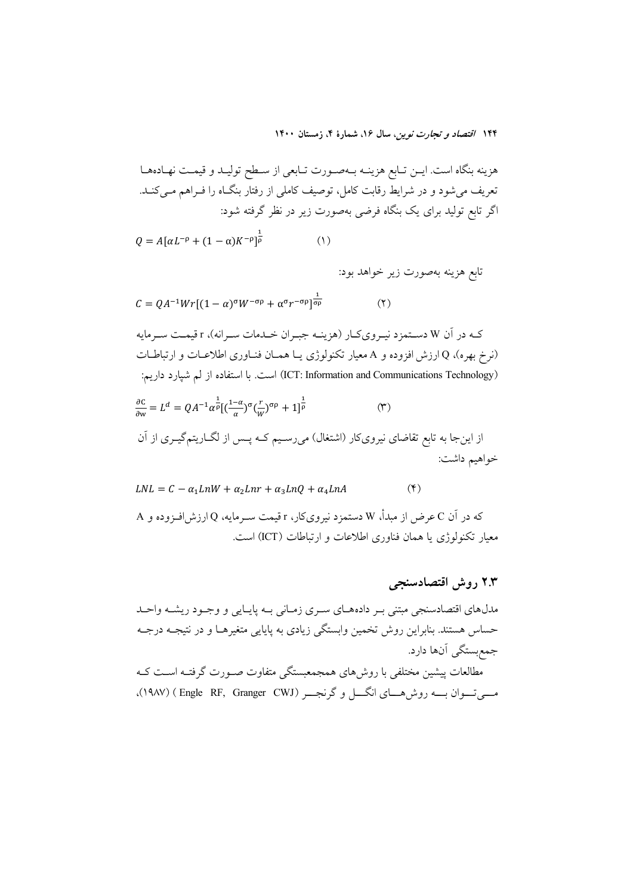هزینه بنگاه است. این تابع هزینه به‌صورت تابعی از سطح تولید و قیمت نهاده‌ها تعریف می‌شود و در شرایط رقابت کامل، توصیف کاملی از رفتار بنگاه را فراهم می‌کند. اگر تابع تولید برای یک بنگاه فرضی به‌صورت زیر در نظر گرفته شود:

$$Q = A[\alpha L^{-\rho} + (1-\alpha)K^{-\rho}]^{\frac{1}{\rho}} \qquad (1)$$

تابع هزینه به‌صورت زیر خواهد بود:

$$C = QA^{-1}Wr[(1-\alpha)^{\sigma}W^{-\sigma\rho} + \alpha^{\sigma}r^{-\sigma\rho}]^{\frac{1}{\sigma\rho}} \qquad (2)$$

که در آن W دستمزد نیروی‌کار (هزینه جبران خدمات سرانه)، r قیمت سرمایه (نرخ بهره)، Q ارزش افزوده و A معیار تکنولوژی یا همان فناوری اطلاعات و ارتباطات (ICT: Information and Communications Technology) است. با استفاده از لم شپارد داریم:

$$\frac{\partial C}{\partial w} = L^{d} = QA^{-1}\alpha^{\frac{1}{\rho}}[(\frac{1-\alpha}{\alpha})^{\sigma}(\frac{r}{W})^{\sigma\rho} + 1]^{\frac{1}{\rho}} \qquad (3)$$

از این‌جا به تابع تقاضای نیروی‌کار (اشتغال) می‌رسیم که پس از لگاریتم‌گیری از آن خواهیم داشت:

$$LNL = C - \alpha_1 LnW + \alpha_2 Lnr + \alpha_3 LnQ + \alpha_4 LnA \qquad (4)$$

که در آن C عرض از مبدأ، W دستمزد نیروی‌کار، r قیمت سرمایه، Q ارزش‌افزوده و A معیار تکنولوژی یا همان فناوری اطلاعات و ارتباطات (ICT) است.

## ۲.۳ روش اقتصادسنجی

مدل‌های اقتصادسنجی مبتنی بر داده‌های سری زمانی به پایایی و وجود ریشه واحد حساس هستند. بنابراین روش تخمین وابستگی زیادی به پایایی متغیرها و در نتیجه درجه جمع‌بستگی آن‌ها دارد.

مطالعات پیشین مختلفی با روش‌های هم‌جمع‌بستگی متفاوت صورت گرفته است که می‌توان به روش‌های انگل و گرنجر (Engle RF, Granger CWJ) (۱۹۸۷)،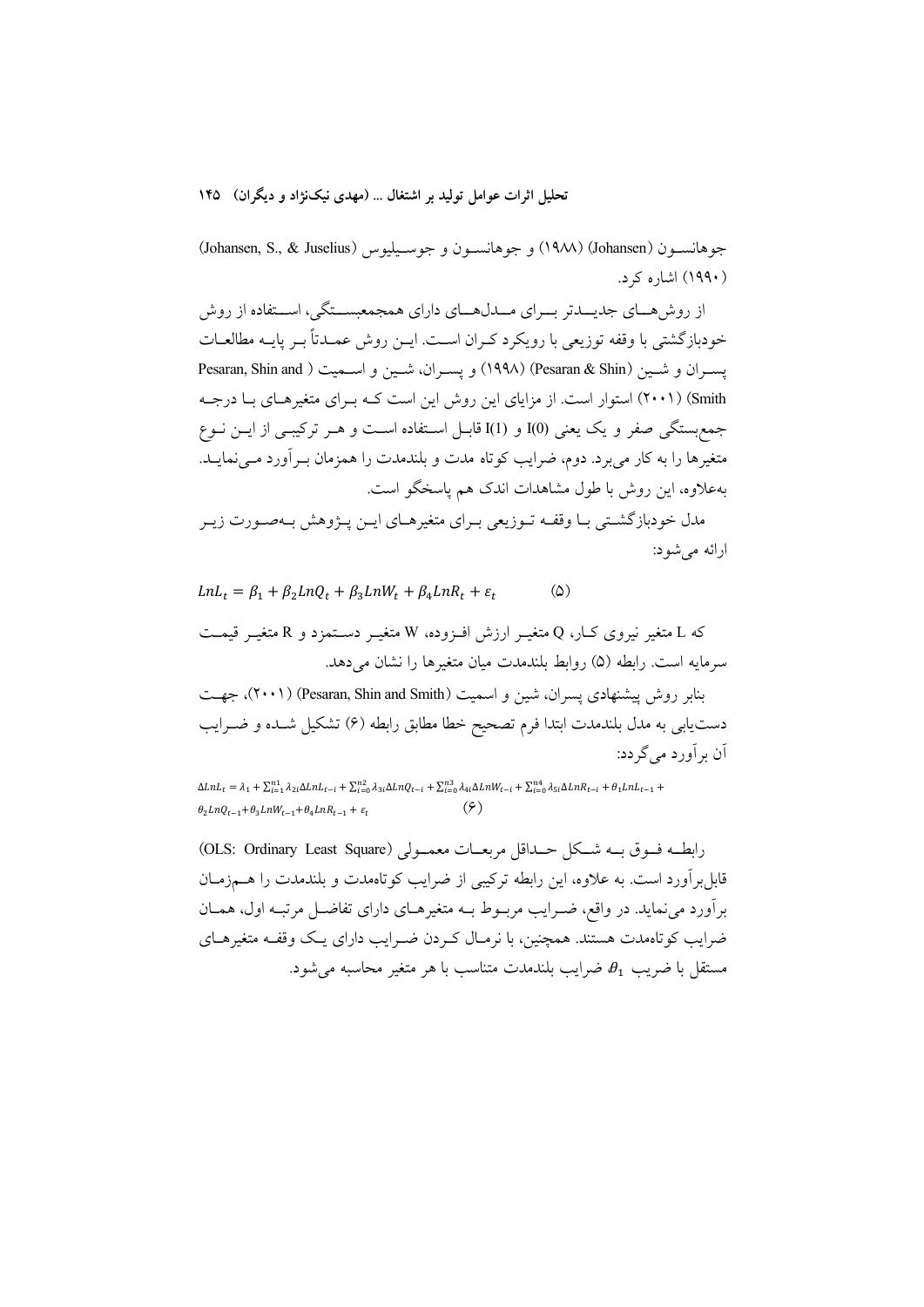جوهانسون (Johansen) (۱۹۸۸) و جوهانسون و جوسیلیوس (Johansen, S., & Juselius) (۱۹۹۰) اشاره کرد.

از روش‌های جدیدتر برای مدل‌های دارای همجمعبستگی، استفاده از روش خودبازگشتی با وقفه توزیعی با رویکرد کران است. این روش عمدتاً بر پایه مطالعات پسران و شین (Pesaran & Shin) (۱۹۹۸) و پسران، شین و اسمیت (Pesaran, Shin and Smith) (۲۰۰۱) استوار است. از مزایای این روش این است که برای متغیرهای با درجه جمع‌بستگی صفر و یک یعنی I(0) و I(1) قابل استفاده است و هر ترکیبی از این نوع متغیرها را به کار می‌برد. دوم، ضرایب کوتاه مدت و بلندمدت را همزمان برآورد می‌نماید. به‌علاوه، این روش با طول مشاهدات اندک هم پاسخگو است.

مدل خودبازگشتی با وقفه توزیعی برای متغیرهای این پژوهش به‌صورت زیر ارائه می‌شود:

$$LnL_t = \beta_1 + \beta_2 LnQ_t + \beta_3 LnW_t + \beta_4 LnR_t + \varepsilon_t \qquad (5)$$

که L متغیر نیروی کار، Q متغیر ارزش افزوده، W متغیر دستمزد و R متغیر قیمت سرمایه است. رابطه (۵) روابط بلندمدت میان متغیرها را نشان می‌دهد.

بنابر روش پیشنهادی پسران، شین و اسمیت (Pesaran, Shin and Smith) (۲۰۰۱)، جهت دست‌یابی به مدل بلندمدت ابتدا فرم تصحیح خطا مطابق رابطه (۶) تشکیل شده و ضرایب آن برآورد می‌گردد:

$$\Delta LnL_t = \lambda_1 + \sum_{i=1}^{n1} \lambda_{2i} \Delta LnL_{t-i} + \sum_{i=0}^{n2} \lambda_{3i} \Delta LnQ_{t-i} + \sum_{i=0}^{n3} \lambda_{4i} \Delta LnW_{t-i} + \sum_{i=0}^{n4} \lambda_{5i} \Delta LnR_{t-i} + \theta_1 LnL_{t-1} + \theta_2 LnQ_{t-1} + \theta_3 LnW_{t-1} + \theta_4 LnR_{t-1} + \varepsilon_t \qquad (6)$$

رابطه فوق به شکل حداقل مربعات معمولی (OLS: Ordinary Least Square) قابل‌برآورد است. به علاوه، این رابطه ترکیبی از ضرایب کوتاه‌مدت و بلندمدت را هم‌زمان برآورد می‌نماید. در واقع، ضرایب مربوط به متغیرهای دارای تفاضل مرتبه اول، همان ضرایب کوتاه‌مدت هستند. همچنین، با نرمال کردن ضرایب دارای یک وقفه متغیرهای مستقل با ضریب $\theta_1$ ضرایب بلندمدت متناسب با هر متغیر محاسبه می‌شود.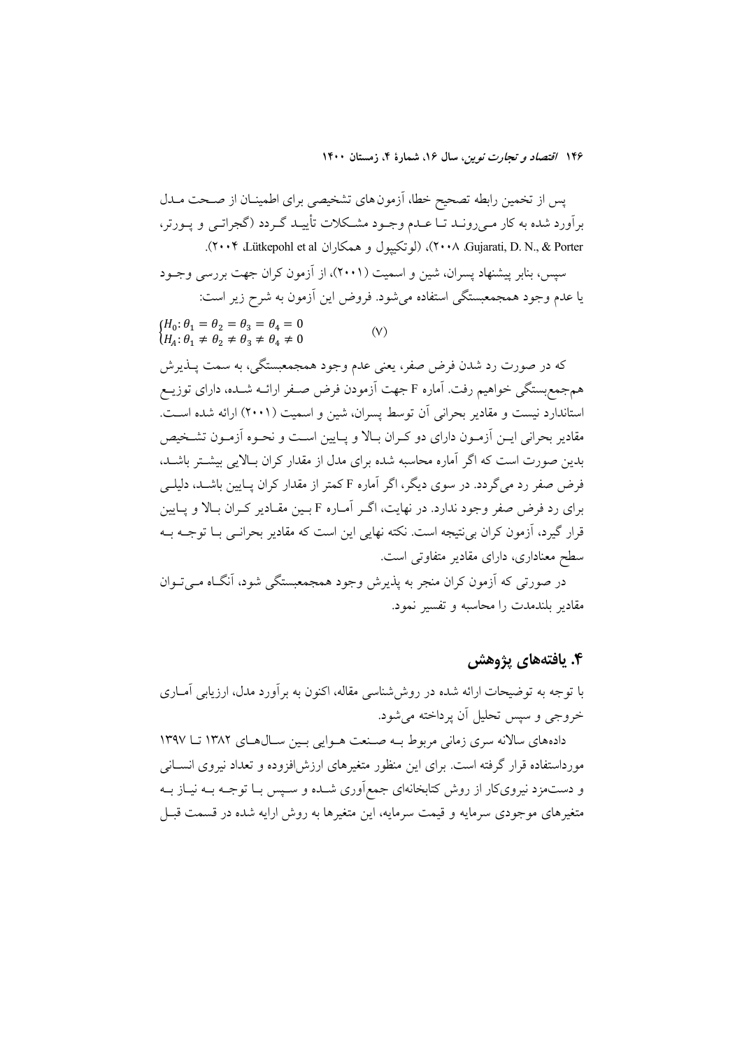پس از تخمین رابطه تصحیح خطا، آزمون‌های تشخیصی برای اطمینان از صحت مدل برآورد شده به کار می‌روند تا عدم وجود مشکلات تأیید گردد (گجراتی و پورتر، Gujarati, D. N., & Porter ،۲۰۰۸)، (لوتکپول و همکاران Lütkepohl et al ،۲۰۰۴).

سپس، بنابر پیشنهاد پسران، شین و اسمیت (۲۰۰۱)، از آزمون کران جهت بررسی وجود یا عدم وجود همجمعبستگی استفاده می‌شود. فروض این آزمون به شرح زیر است:

$$\begin{cases} H_0: \theta_1 = \theta_2 = \theta_3 = \theta_4 = 0 \\ H_A: \theta_1 \neq \theta_2 \neq \theta_3 \neq \theta_4 \neq 0 \end{cases} \qquad (۷)$$

که در صورت رد شدن فرض صفر، یعنی عدم وجود همجمعبستگی، به سمت پذیرش هم‌جمع‌بستگی خواهیم رفت. آماره F جهت آزمودن فرض صفر ارائه شده، دارای توزیع استاندارد نیست و مقادیر بحرانی آن توسط پسران، شین و اسمیت (۲۰۰۱) ارائه شده است. مقادیر بحرانی این آزمون دارای دو کران بالا و پایین است و نحوه آزمون تشخیص بدین صورت است که اگر آماره محاسبه شده برای مدل از مقدار کران بالایی بیشتر باشد، فرض صفر رد می‌گردد. در سوی دیگر، اگر آماره F کمتر از مقدار کران پایین باشد، دلیلی برای رد فرض صفر وجود ندارد. در نهایت، اگر آماره F بین مقادیر کران بالا و پایین قرار گیرد، آزمون کران بی‌نتیجه است. نکته نهایی این است که مقادیر بحرانی با توجه به سطح معناداری، دارای مقادیر متفاوتی است.

در صورتی که آزمون کران منجر به پذیرش وجود همجمعبستگی شود، آنگاه می‌توان مقادیر بلندمدت را محاسبه و تفسیر نمود.

## ۴. یافته‌های پژوهش

با توجه به توضیحات ارائه شده در روش‌شناسی مقاله، اکنون به برآورد مدل، ارزیابی آماری خروجی و سپس تحلیل آن پرداخته می‌شود.

داده‌های سالانه سری زمانی مربوط به صنعت هوایی بین سال‌های ۱۳۸۲ تا ۱۳۹۷ مورداستفاده قرار گرفته است. برای این منظور متغیرهای ارزش‌افزوده و تعداد نیروی انسانی و دستمزد نیروی‌کار از روش کتابخانه‌ای جمع‌آوری شده و سپس با توجه به نیاز به متغیرهای موجودی سرمایه و قیمت سرمایه، این متغیرها به روش ارایه شده در قسمت قبل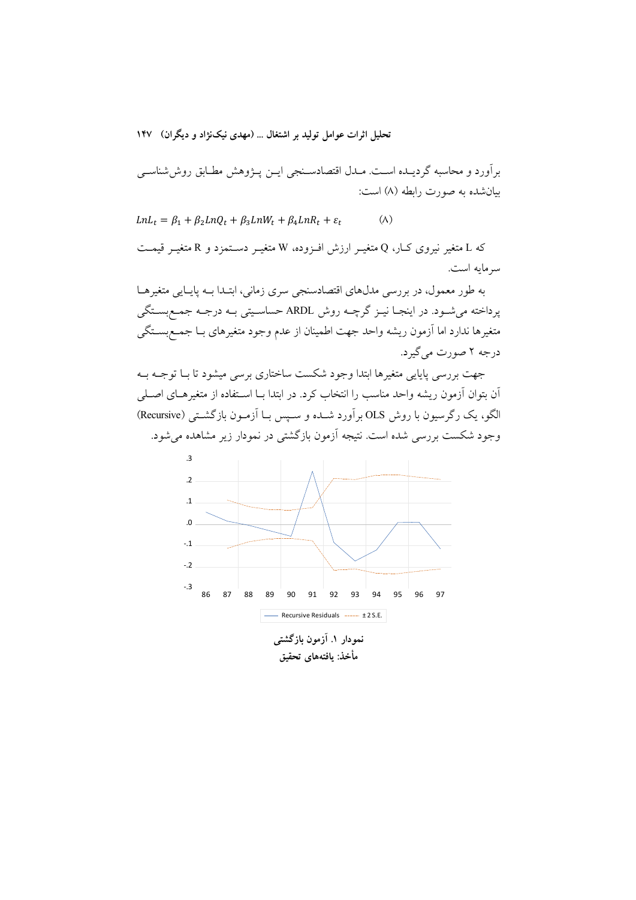برآورد و محاسبه گردیده است. مدل اقتصادسنجی این پژوهش مطابق روش‌شناسی بیان‌شده به صورت رابطه (۸) است:

$$LnL_t = \beta_1 + \beta_2 LnQ_t + \beta_3 LnW_t + \beta_4 LnR_t + \varepsilon_t \qquad (۸)$$

که L متغیر نیروی کار، Q متغیر ارزش افزوده، W متغیر دستمزد و R متغیر قیمت سرمایه است.

به طور معمول، در بررسی مدل‌های اقتصادسنجی سری زمانی، ابتدا به پایایی متغیرها پرداخته می‌شود. در اینجا نیز گرچه روش ARDL حساسیتی به درجه جمع‌بستگی متغیرها ندارد اما آزمون ریشه واحد جهت اطمینان از عدم وجود متغیرهای با جمع‌بستگی درجه ۲ صورت می‌گیرد.

جهت بررسی پایایی متغیرها ابتدا وجود شکست ساختاری برسی میشود تا با توجه به آن بتوان آزمون ریشه واحد مناسب را انتخاب کرد. در ابتدا با استفاده از متغیرهای اصلی الگو، یک رگرسیون با روش OLS برآورد شده و سپس با آزمون بازگشتی (Recursive) وجود شکست بررسی شده است. نتیجه آزمون بازگشتی در نمودار زیر مشاهده می‌شود.

نمودار ۱. آزمون بازگشتی

مأخذ: یافته‌های تحقیق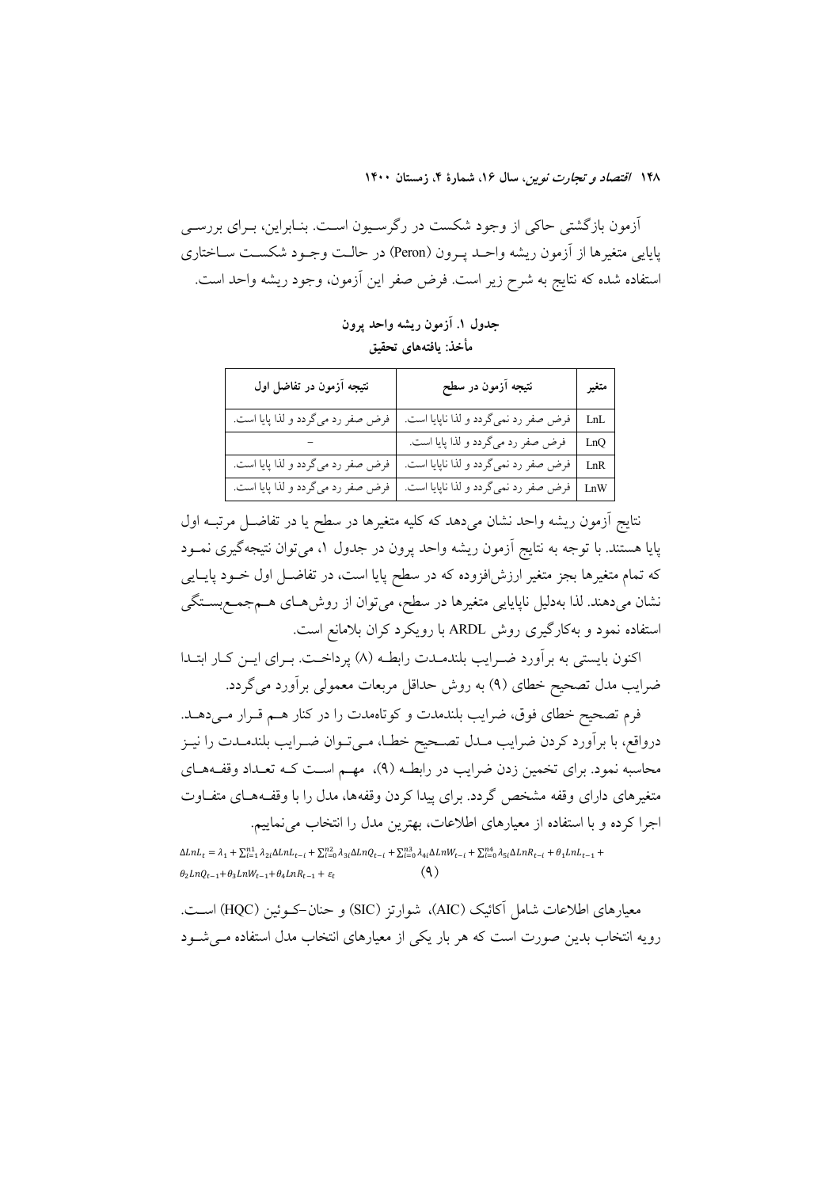آزمون بازگشتی حاکی از وجود شکست در رگرسیون است. بنابراین، برای بررسی پایایی متغیرها از آزمون ریشه واحد پرون (Peron) در حالت وجود شکست ساختاری استفاده شده که نتایج به شرح زیر است. فرض صفر این آزمون، وجود ریشه واحد است.

**جدول ۱. آزمون ریشه واحد پرون**

**مأخذ: یافته‌های تحقیق**

| متغیر | نتیجه آزمون در سطح | نتیجه آزمون در تفاضل اول |
|---|---|---|
| LnL | فرض صفر رد نمی‌گردد و لذا ناپایا است. | فرض صفر رد می‌گردد و لذا پایا است. |
| LnQ | فرض صفر رد می‌گردد و لذا پایا است. | – |
| LnR | فرض صفر رد نمی‌گردد و لذا ناپایا است. | فرض صفر رد می‌گردد و لذا پایا است. |
| LnW | فرض صفر رد نمی‌گردد و لذا ناپایا است. | فرض صفر رد می‌گردد و لذا پایا است. |

نتایج آزمون ریشه واحد نشان می‌دهد که کلیه متغیرها در سطح یا در تفاضل مرتبه اول پایا هستند. با توجه به نتایج آزمون ریشه واحد پرون در جدول ۱، می‌توان نتیجه‌گیری نمود که تمام متغیرها بجز متغیر ارزش‌افزوده که در سطح پایا است، در تفاضل اول خود پایایی نشان می‌دهند. لذا به‌دلیل ناپایایی متغیرها در سطح، می‌توان از روش‌های هم‌جمع‌بستگی استفاده نمود و به‌کارگیری روش ARDL با رویکرد کران بلامانع است.

اکنون بایستی به برآورد ضرایب بلندمدت رابطه (۸) پرداخت. برای این کار ابتدا ضرایب مدل تصحیح خطای (۹) به روش حداقل مربعات معمولی برآورد می‌گردد.

فرم تصحیح خطای فوق، ضرایب بلندمدت و کوتاه‌مدت را در کنار هم قرار می‌دهد. درواقع، با برآورد کردن ضرایب مدل تصحیح خطا، می‌توان ضرایب بلندمدت را نیز محاسبه نمود. برای تخمین زدن ضرایب در رابطه (۹)، مهم است که تعداد وقفه‌های متغیرهای دارای وقفه مشخص گردد. برای پیدا کردن وقفه‌ها، مدل را با وقفه‌های متفاوت اجرا کرده و با استفاده از معیارهای اطلاعات، بهترین مدل را انتخاب می‌نماییم.

$$\Delta LnL_t = \lambda_1 + \sum_{i=1}^{n1} \lambda_{2i} \Delta LnL_{t-i} + \sum_{i=0}^{n2} \lambda_{3i} \Delta LnQ_{t-i} + \sum_{i=0}^{n3} \lambda_{4i} \Delta LnW_{t-i} + \sum_{i=0}^{n4} \lambda_{5i} \Delta LnR_{t-i} + \theta_1 LnL_{t-1} + \theta_2 LnQ_{t-1} + \theta_3 LnW_{t-1} + \theta_4 LnR_{t-1} + \varepsilon_t \quad (۹)$$

معیارهای اطلاعات شامل آکائیک (AIC)، شوارتز (SIC) و حنان–کوئین (HQC) است. رویه انتخاب بدین صورت است که هر بار یکی از معیارهای انتخاب مدل استفاده می‌شود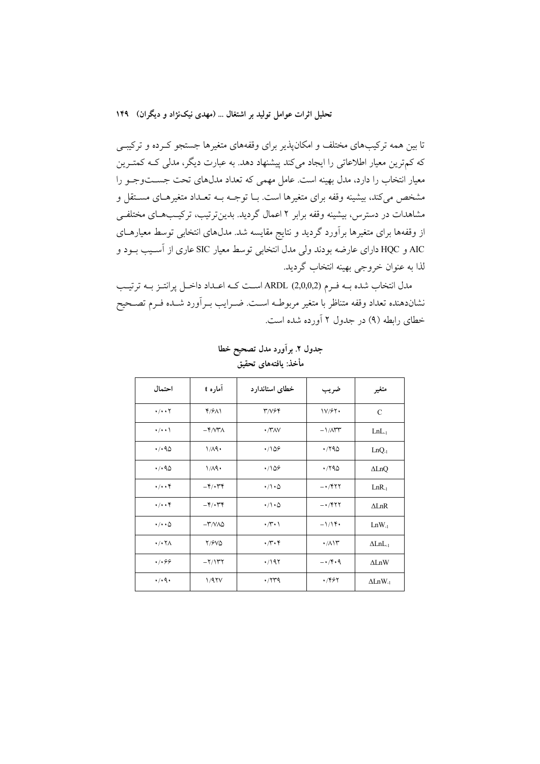تا بین همه ترکیب‌های مختلف و امکان‌پذیر برای وقفه‌های متغیرها جستجو کـرده و ترکیبـی که کم‌ترین معیار اطلاعاتی را ایجاد می‌کند پیشنهاد دهد. به عبارت دیگر، مدلی کـه کمتـرین معیار انتخاب را دارد، مدل بهینه است. عامل مهمی که تعداد مدل‌های تحت جسـت‌وجـو را مشخص می‌کند، بیشینه وقفه برای متغیرها است. بـا توجـه بـه تعـداد متغیرهـای مسـتقل و مشاهدات در دسترس، بیشینه وقفه برابر ۲ اعمال گردید. بدین‌ترتیب، ترکیـب‌هـای مختلفـی از وقفه‌ها برای متغیرها برآورد گردید و نتایج مقایسه شد. مدل‌های انتخابی توسط معیارهـای AIC و HQC دارای عارضه بودند ولی مدل انتخابی توسط معیار SIC عاری از آسـیب بـود و لذا به عنوان خروجی بهینه انتخاب گردید.

مدل انتخاب شده بـه فـرم ARDL (2,0,0,2) اسـت کـه اعـداد داخـل پرانتـز بـه ترتیـب نشان‌دهنده تعداد وقفه متناظر با متغیر مربوطـه اسـت. ضـرایب بـرآورد شـده فـرم تصـحیح خطای رابطه (۹) در جدول ۲ آورده شده است.

**جدول ۲. برآورد مدل تصحیح خطا**
**مأخذ: یافته‌های تحقیق**

| احتمال | آماره t | خطای استاندارد | ضریب | متغیر |
|---|---|---|---|---|
| ۰/۰۰۲ | ۴/۶۸۱ | ۳/۷۶۴ | ۱۷/۶۲۰ | C |
| ۰/۰۰۱ | ۴/۷۳۸− | ۰/۳۸۷ | ۱/۸۳۳− | $LnL_{-1}$ |
| ۰/۰۹۵ | ۱/۸۹۰ | ۰/۱۵۶ | ۰/۲۹۵ | $LnQ_{-1}$ |
| ۰/۰۹۵ | ۱/۸۹۰ | ۰/۱۵۶ | ۰/۲۹۵ | $\Delta LnQ$ |
| ۰/۰۰۴ | ۴/۰۳۴− | ۰/۱۰۵ | ۰/۴۲۲− | $LnR_{-1}$ |
| ۰/۰۰۴ | ۴/۰۳۴− | ۰/۱۰۵ | ۰/۴۲۲− | $\Delta LnR$ |
| ۰/۰۰۵ | ۳/۷۸۵− | ۰/۳۰۱ | ۱/۱۴۰− | $LnW_{-1}$ |
| ۰/۰۲۸ | ۲/۶۷۵ | ۰/۳۰۴ | ۰/۸۱۳ | $\Delta LnL_{-1}$ |
| ۰/۰۶۶ | ۲/۱۳۲− | ۰/۱۹۲ | ۰/۴۰۹− | $\Delta LnW$ |
| ۰/۰۹۰ | ۱/۹۲۷ | ۰/۲۳۹ | ۰/۴۶۲ | $\Delta LnW_{-1}$ |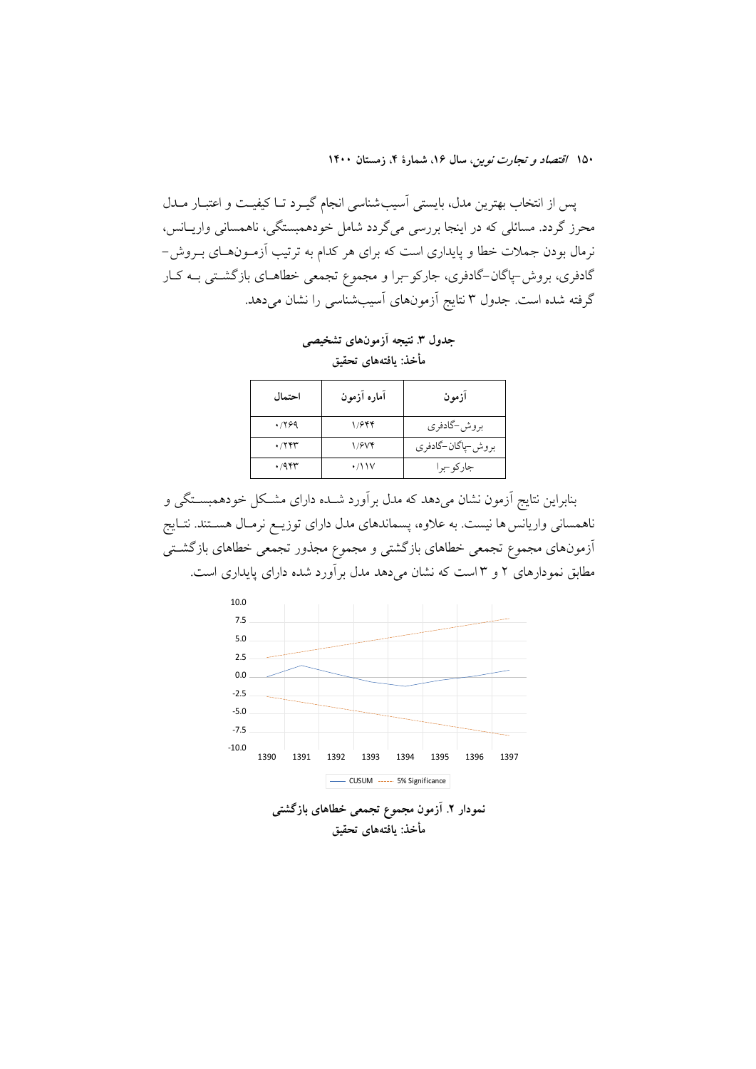پس از انتخاب بهترین مدل، بایستی آسیب‌شناسی انجام گیرد تا کیفیت و اعتبار مدل محرز گردد. مسائلی که در اینجا بررسی می‌گردد شامل خودهمبستگی، ناهمسانی واریانس، نرمال بودن جملات خطا و پایداری است که برای هر کدام به ترتیب آزمون‌های بروش-گادفری، بروش-پاگان-گادفری، جارکو-برا و مجموع تجمعی خطاهای بازگشتی به کار گرفته شده است. جدول ۳ نتایج آزمون‌های آسیب‌شناسی را نشان می‌دهد.

**جدول ۳. نتیجه آزمون‌های تشخیصی**
**مأخذ: یافته‌های تحقیق**

| آزمون | آماره آزمون | احتمال |
|---|---|---|
| بروش-گادفری | ۱/۶۴۴ | ۰/۲۶۹ |
| بروش-پاگان-گادفری | ۱/۶۷۴ | ۰/۲۴۳ |
| جارکو-برا | ۰/۱۱۷ | ۰/۹۴۳ |

بنابراین نتایج آزمون نشان می‌دهد که مدل برآورد شده دارای مشکل خودهمبستگی و ناهمسانی واریانس‌ها نیست. به علاوه، پسماندهای مدل دارای توزیع نرمال هستند. نتایج آزمون‌های مجموع تجمعی خطاهای بازگشتی و مجموع مجذور تجمعی خطاهای بازگشتی مطابق نمودارهای ۲ و ۳ است که نشان می‌دهد مدل برآورد شده دارای پایداری است.

**نمودار ۲. آزمون مجموع تجمعی خطاهای بازگشتی**
**مأخذ: یافته‌های تحقیق**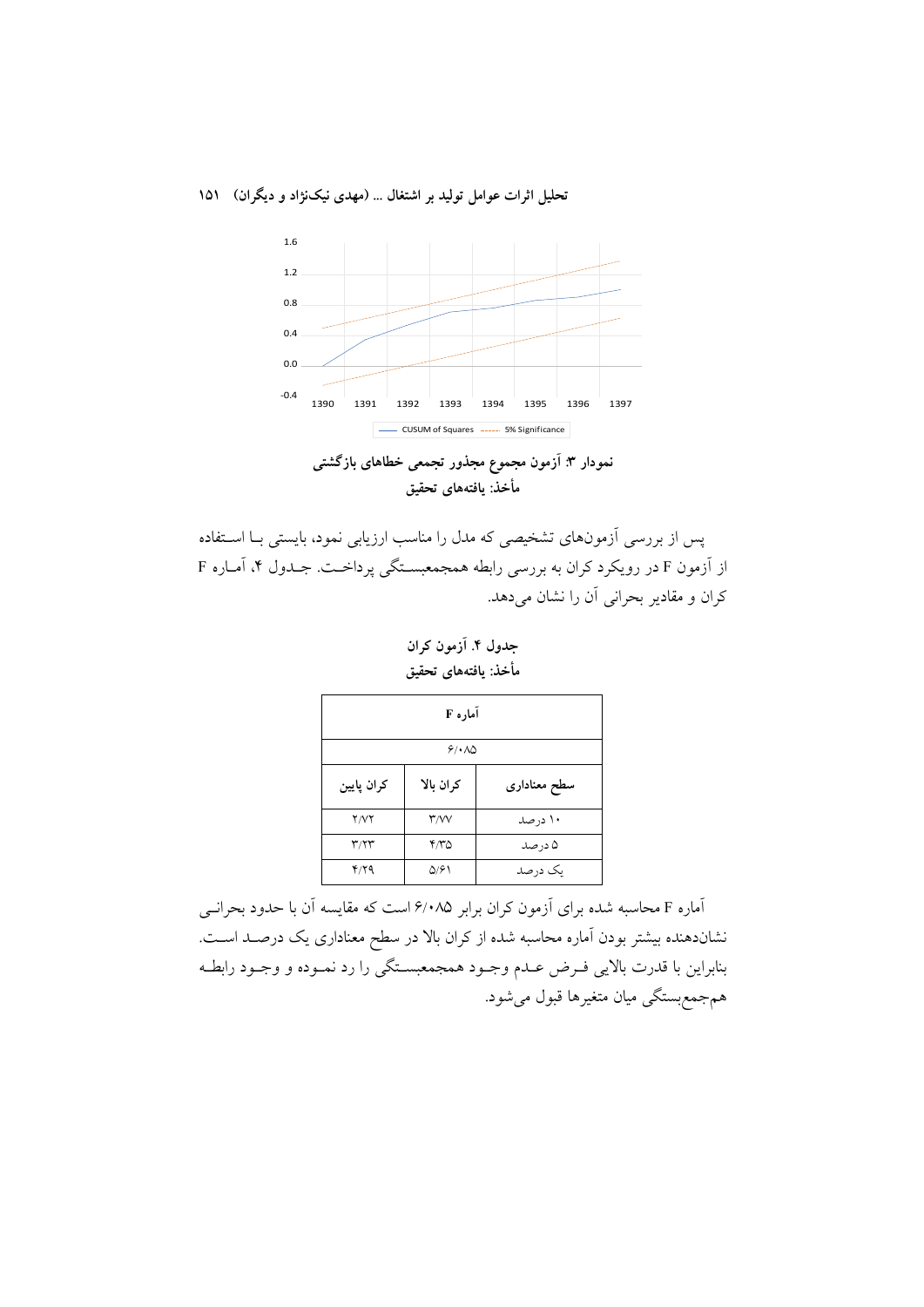**نمودار ۳. آزمون مجموع مجذور تجمعی خطاهای بازگشتی**

**مأخذ: یافته‌های تحقیق**

پس از بررسی آزمون‌های تشخیصی که مدل را مناسب ارزیابی نمود، بایستی با استفاده از آزمون F در رویکرد کران به بررسی رابطه هم‌جمع‌بستگی پرداخت. جدول ۴، آماره F کران و مقادیر بحرانی آن را نشان می‌دهد.

**جدول ۴. آزمون کران**

**مأخذ: یافته‌های تحقیق**

| آماره F | | |
|---|---|---|
| ۶/۰۸۵ | | |
| **کران پایین** | **کران بالا** | **سطح معناداری** |
| ۲/۷۲ | ۳/۷۷ | ۱۰ درصد |
| ۳/۲۳ | ۴/۳۵ | ۵ درصد |
| ۴/۲۹ | ۵/۶۱ | یک درصد |

آماره F محاسبه شده برای آزمون کران برابر ۶/۰۸۵ است که مقایسه آن با حدود بحرانی نشان‌دهنده بیشتر بودن آماره محاسبه شده از کران بالا در سطح معناداری یک درصد است. بنابراین با قدرت بالایی فرض عدم وجود هم‌جمع‌بستگی را رد نموده و وجود رابطه هم‌جمع‌بستگی میان متغیرها قبول می‌شود.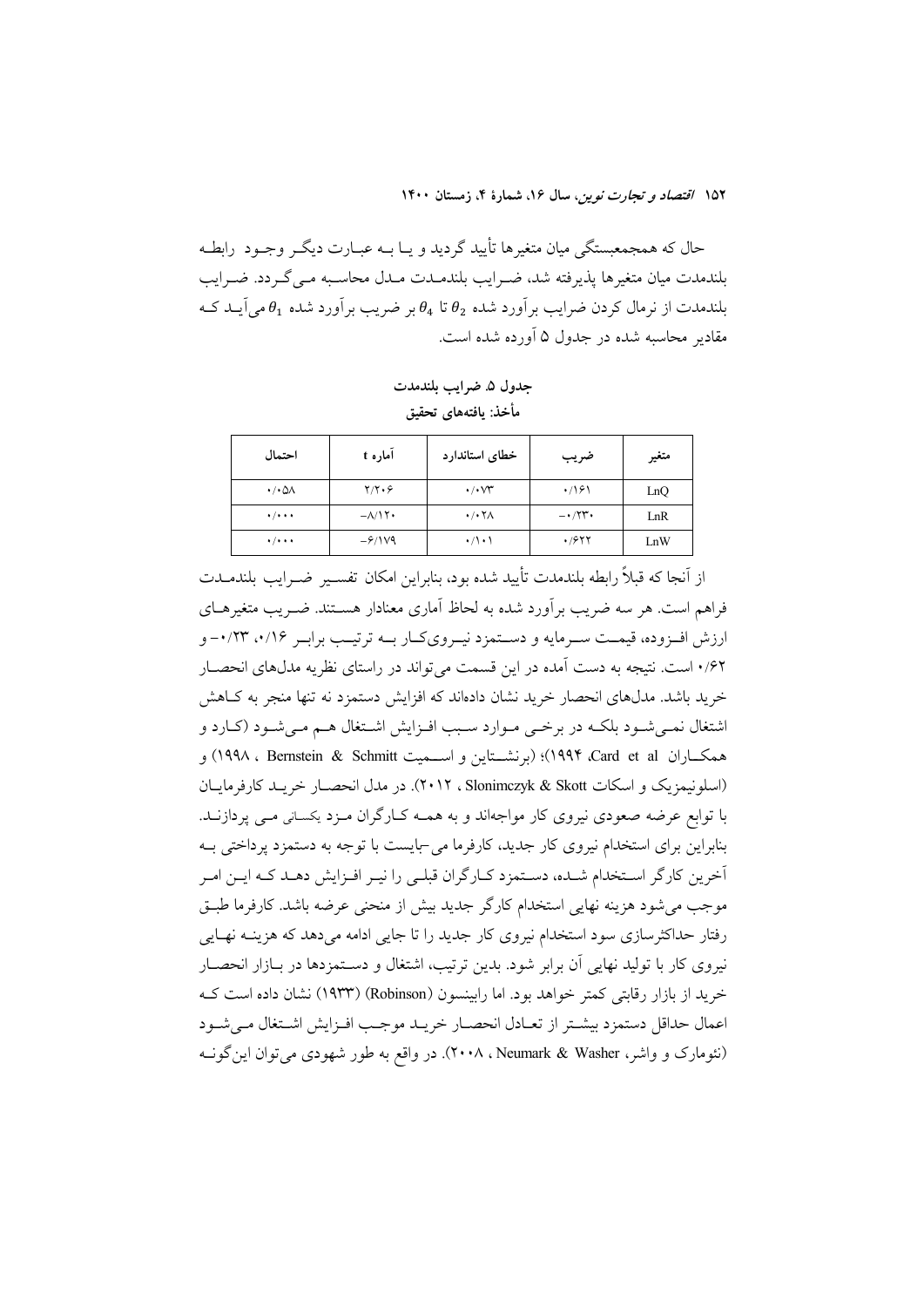حال که همجمعبستگی میان متغیرها تأیید گردید و یـا بـه عبـارت دیگـر وجـود رابطـه بلندمدت میان متغیرها پذیرفته شد، ضـرایب بلندمـدت مـدل محاسـبه مـی‌گـردد. ضـرایب بلندمدت از نرمال کردن ضرایب برآورد شده $\theta_2$ تا $\theta_4$ بر ضریب برآورد شده $\theta_1$ می‌آیـد کـه مقادیر محاسبه شده در جدول ۵ آورده شده است.

**جدول ۵. ضرایب بلندمدت**

**مأخذ: یافته‌های تحقیق**

| متغیر | ضریب | خطای استاندارد | آماره t | احتمال |
|---|---|---|---|---|
| LnQ | ۰/۱۶۱ | ۰/۰۷۳ | ۲/۲۰۶ | ۰/۰۵۸ |
| LnR | -۰/۲۳۰ | ۰/۰۲۸ | -۸/۱۲۰ | ۰/۰۰۰ |
| LnW | ۰/۶۲۲ | ۰/۱۰۱ | -۶/۱۷۹ | ۰/۰۰۰ |

از آنجا که قبلاً رابطه بلندمدت تأیید شده بود، بنابراین امکان تفسیـر ضـرایب بلندمـدت فراهم است. هر سه ضریب برآورد شده به لحاظ آماری معنادار هسـتند. ضـریب متغیرهـای ارزش افـزوده، قیمـت سـرمایه و دسـتمزد نیـروی‌کـار بـه ترتیـب برابـر ۰/۱۶، ۰/۲۳- و ۰/۶۲ است. نتیجه به دست آمده در این قسمت می‌تواند در راستای نظریه مدل‌های انحصـار خرید باشد. مدل‌های انحصار خرید نشان داده‌اند که افزایش دستمزد نه تنها منجر به کـاهش اشتغال نمـی‌شـود بلکـه در برخـی مـوارد سـبب افـزایش اشـتغال هـم مـی‌شـود (کـارد و همکـاران Card et al، ۱۹۹۴)؛ (برنشـتاین و اسـمیت Bernstein & Schmitt ، ۱۹۹۸) و (اسلونیمزیک و اسکات Slonimczyk & Skott ، ۲۰۱۲). در مدل انحصـار خریـد کارفرمایـان با توابع عرضه صعودی نیروی کار مواجه‌اند و به همـه کـارگران مـزد یکسانی مـی پردازنـد. بنابراین برای استخدام نیروی کار جدید، کارفرما می‌بایست با توجه به دستمزد پرداختی بـه آخرین کارگر اسـتخدام شـده، دسـتمزد کـارگران قبلـی را نیـر افـزایش دهـد کـه ایـن امـر موجب می‌شود هزینه نهایی استخدام کارگر جدید بیش از منحنی عرضه باشد. کارفرما طبـق رفتار حداکثرسازی سود استخدام نیروی کار جدید را تا جایی ادامه می‌دهد که هزینـه نهـایی نیروی کار با تولید نهایی آن برابر شود. بدین ترتیب، اشتغال و دسـتمزدها در بـازار انحصـار خرید از بازار رقابتی کمتر خواهد بود. اما رابینسون (Robinson) (۱۹۳۳) نشان داده است کـه اعمال حداقل دستمزد بیشـتر از تعـادل انحصـار خریـد موجـب افـزایش اشـتغال مـی‌شـود (نئومارک و واشر، Neumark & Washer ، ۲۰۰۸). در واقع به طور شهودی می‌توان این‌گونـه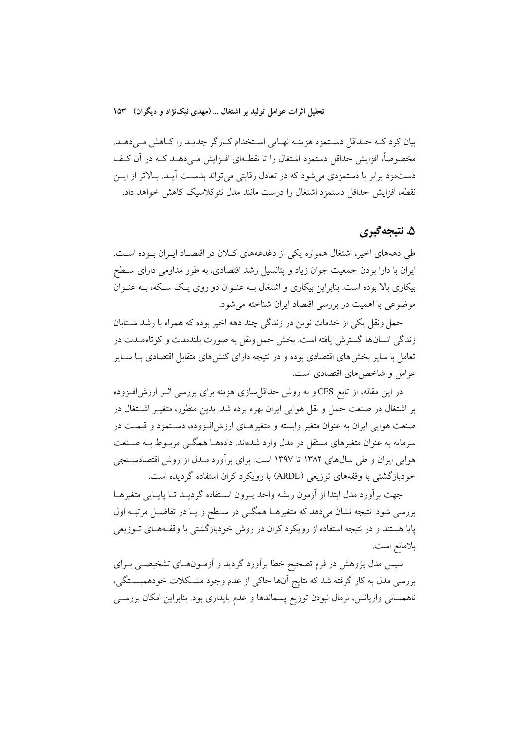بیان کرد کـه حـداقل دسـتمزد هزینـه نهـایی اسـتخدام کـارگر جدیـد را کـاهش مـی‌دهـد. مخصوصاً، افزایش حداقل دستمزد اشتغال را تا نقطـه‌ای افـزایش مـی‌دهـد کـه در آن کـف دست‌مزد برابر با دستمزدی می‌شود که در تعادل رقابتی می‌تواند بدسـت آیـد. بـالاتر از ایـن نقطه، افزایش حداقل دستمزد اشتغال را درست مانند مدل نئوکلاسیک کاهش خواهد داد.

## ۵. نتیجه‌گیری

طی دهه‌های اخیر، اشتغال همواره یکی از دغدغه‌های کـلان در اقتصـاد ایـران بـوده اسـت. ایران با دارا بودن جمعیت جوان زیاد و پتانسیل رشد اقتصادی، به طور مداومی دارای سـطح بیکاری بالا بوده است. بنابراین بیکاری و اشتغال بـه عنـوان دو روی یـک سـکه، بـه عنـوان موضوعی با اهمیت در بررسی اقتصاد ایران شناخته می‌شود.

حمل ونقل یکی از خدمات نوین در زندگی چند دهه اخیر بوده که همراه با رشد شـتابان زندگی انسان‌ها گسترش یافته است. بخش حمل ونقل به صورت بلندمدت و کوتاه‌مـدت در تعامل با سایر بخش‌های اقتصادی بوده و در نتیجه دارای کنش‌های متقابل اقتصادی بـا سـایر عوامل و شاخص‌های اقتصادی است.

در این مقاله، از تابع CES و به روش حداقل‌سازی هزینه برای بررسی اثـر ارزش‌افـزوده بر اشتغال در صنعت حمل و نقل هوایی ایران بهره برده شد. بدین منظور، متغیـر اشـتغال در صنعت هوایی ایران به عنوان متغیر وابسته و متغیرهـای ارزش‌افـزوده، دسـتمزد و قیمـت در سرمایه به عنوان متغیرهای مستقل در مدل وارد شده‌اند. داده‌هـا همگـی مربـوط بـه صـنعت هوایی ایران و طی سال‌های ۱۳۸۲ تا ۱۳۹۷ است. برای برآورد مـدل از روش اقتصادسـنجی خودبازگشتی با وقفه‌های توزیعی (ARDL) با رویکرد کران استفاده گردیده است.

جهت برآورد مدل ابتدا از آزمون ریشه واحد پـرون اسـتفاده گردیـد تـا پایـایی متغیرهـا بررسی شود. نتیجه نشان می‌دهد که متغیرهـا همگـی در سـطح و یـا در تفاضـل مرتبـه اول پایا هستند و در نتیجه استفاده از رویکرد کران در روش خودبازگشتی با وقفـه‌هـای تـوزیعی بلامانع است.

سپس مدل پژوهش در فرم تصحیح خطا برآورد گردید و آزمـون‌هـای تشخیصـی بـرای بررسی مدل به کار گرفته شد که نتایج آن‌ها حاکی از عدم وجود مشـکلات خودهمبسـتگی، ناهمسانی واریانس، نرمال نبودن توزیع پسماندها و عدم پایداری بود. بنابراین امکان بررسـی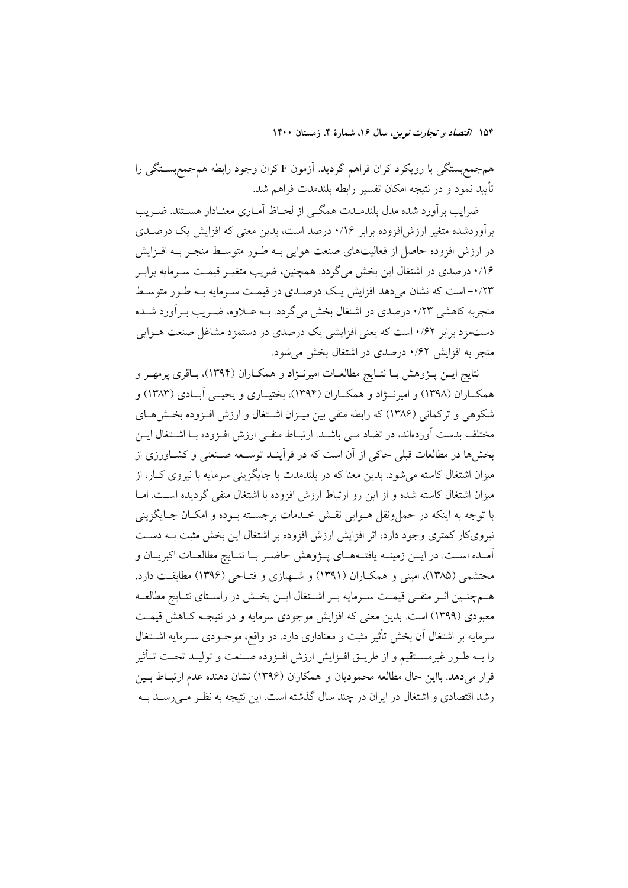هم‌جمع‌بستگی با رویکرد کران فراهم گردید. آزمون F کران وجود رابطه هم‌جمع‌بستگی را تأیید نمود و در نتیجه امکان تفسیر رابطه بلندمدت فراهم شد.

ضرایب برآورد شده مدل بلندمدت همگی از لحاظ آماری معنادار هستند. ضریب برآوردشده متغیر ارزش‌افزوده برابر ۰/۱۶ درصد است، بدین معنی که افزایش یک درصدی در ارزش افزوده حاصل از فعالیت‌های صنعت هوایی به طور متوسط منجر به افزایش ۰/۱۶ درصدی در اشتغال این بخش می‌گردد. همچنین، ضریب متغیر قیمت سرمایه برابر ۰/۲۳- است که نشان می‌دهد افزایش یک درصدی در قیمت سرمایه به طور متوسط منجربه کاهشی ۰/۲۳ درصدی در اشتغال بخش می‌گردد. به علاوه، ضریب برآورد شده دستمزد برابر ۰/۶۲ است که یعنی افزایشی یک درصدی در دستمزد مشاغل صنعت هوایی منجر به افزایش ۰/۶۲ درصدی در اشتغال بخش می‌شود.

نتایج این پژوهش با نتایج مطالعات امیرنژاد و همکاران (۱۳۹۴)، باقری پرمهر و همکاران (۱۳۹۸) و امیرنژاد و همکاران (۱۳۹۴)، بختیاری و یحیی آبادی (۱۳۸۳) و شکوهی و ترکمانی (۱۳۸۶) که رابطه منفی بین میزان اشتغال و ارزش افزوده بخش‌های مختلف بدست آورده‌اند، در تضاد می باشد. ارتباط منفی ارزش افزوده با اشتغال این بخش‌ها در مطالعات قبلی حاکی از آن است که در فرآیند توسعه صنعتی و کشاورزی از میزان اشتغال کاسته می‌شود. بدین معنا که در بلندمدت با جایگزینی سرمایه با نیروی کار، از میزان اشتغال کاسته شده و از این رو ارتباط ارزش افزوده با اشتغال منفی گردیده است. اما با توجه به اینکه در حمل‌ونقل هوایی نقش خدمات برجسته بوده و امکان جایگزینی نیروی‌کار کمتری وجود دارد، اثر افزایش ارزش افزوده بر اشتغال این بخش مثبت به دست آمده است. در این زمینه یافته‌های پژوهش حاضر با نتایج مطالعات اکبریان و محتشمی (۱۳۸۵)، امینی و همکاران (۱۳۹۱) و شهبازی و فتاحی (۱۳۹۶) مطابقت دارد. همچنین اثر منفی قیمت سرمایه بر اشتغال این بخش در راستای نتایج مطالعه معبودی (۱۳۹۹) است. بدین معنی که افزایش موجودی سرمایه و در نتیجه کاهش قیمت سرمایه بر اشتغال آن بخش تأثیر مثبت و معناداری دارد. در واقع، موجودی سرمایه اشتغال را به طور غیرمستقیم و از طریق افزایش ارزش افزوده صنعت و تولید تحت تأثیر قرار می‌دهد. بااین حال مطالعه محمودیان و همکاران (۱۳۹۶) نشان دهنده عدم ارتباط بین رشد اقتصادی و اشتغال در ایران در چند سال گذشته است. این نتیجه به نظر می‌رسد به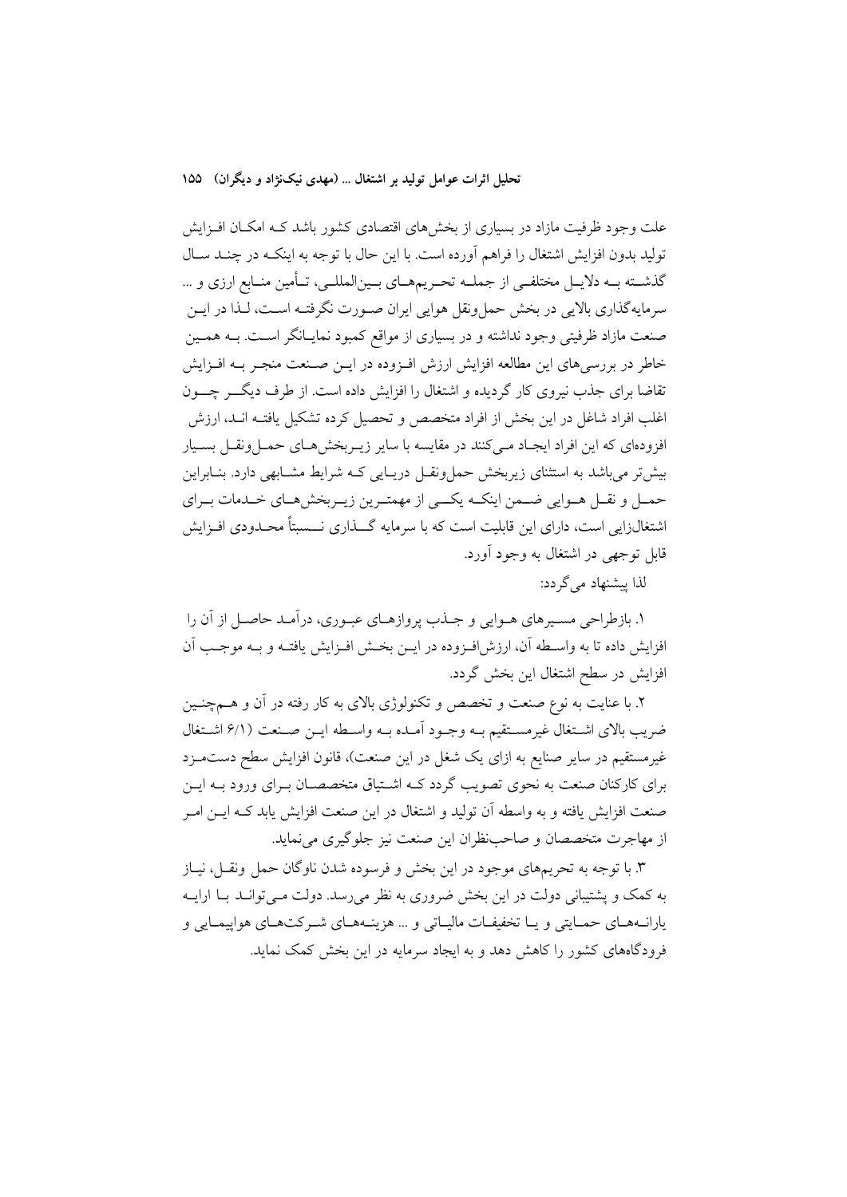علت وجود ظرفیت مازاد در بسیاری از بخش‌های اقتصادی کشور باشد کـه امکـان افـزایش تولید بدون افزایش اشتغال را فراهم آورده است. با این حال با توجه به اینکـه در چنـد سـال گذشـته بـه دلایـل مختلفـی از جملـه تحـریم‌هـای بـین‌المللـی، تـأمین منـابع ارزی و ... سرمایه‌گذاری بالایی در بخش حمل‌ونقل هوایی ایران صـورت نگرفتـه اسـت، لـذا در ایـن صنعت مازاد ظرفیتی وجود نداشته و در بسیاری از مواقع کمبود نمایـانگر اسـت. بـه همـین خاطر در بررسی‌های این مطالعه افزایش ارزش افـزوده در ایـن صـنعت منجـر بـه افـزایش تقاضا برای جذب نیروی کار گردیده و اشتغال را افزایش داده است. از طرف دیگـر چـون اغلب افراد شاغل در این بخش از افراد متخصص و تحصیل کرده تشکیل یافتـه انـد، ارزش افزوده‌ای که این افراد ایجـاد مـی‌کنند در مقایسه با سایر زیـربخش‌هـای حمـل‌ونقـل بسـیار بیش‌تر می‌باشد به استثنای زیربخش حمل‌ونقـل دریـایی کـه شرایط مشـابهی دارد. بنـابراین حمـل و نقـل هـوایی ضـمن اینکـه یکـی از مهمتـرین زیـربخش‌هـای خـدمات بـرای اشتغال‌زایی است، دارای این قابلیت است که با سرمایه گـذاری نـسبتاً محـدودی افـزایش قابل توجهی در اشتغال به وجود آورد.

لذا پیشنهاد می‌گردد:

۱. بازطراحی مسـیرهای هـوایی و جـذب پروازهـای عبـوری، درآمـد حاصـل از آن را افزایش داده تا به واسـطه آن، ارزش‌افـزوده در ایـن بخـش افـزایش یافتـه و بـه موجـب آن افزایش در سطح اشتغال این بخش گردد.

۲. با عنایت به نوع صنعت و تخصص و تکنولوژی بالای به کار رفته در آن و هـم‌چنـین ضریب بالای اشـتغال غیرمسـتقیم بـه وجـود آمـده بـه واسـطه ایـن صـنعت (۶/۱ اشـتغال غیرمستقیم در سایر صنایع به ازای یک شغل در این صنعت)، قانون افزایش سطح دستمـزد برای کارکنان صنعت به نحوی تصویب گردد کـه اشـتیاق متخصصـان بـرای ورود بـه ایـن صنعت افزایش یافته و به واسطه آن تولید و اشتغال در این صنعت افزایش یابد کـه ایـن امـر از مهاجرت متخصصان و صاحب‌نظران این صنعت نیز جلوگیری می‌نماید.

۳. با توجه به تحریم‌های موجود در این بخش و فرسوده شدن ناوگان حمل ونقـل، نیـاز به کمک و پشتیبانی دولت در این بخش ضروری به نظر می‌رسد. دولت مـی‌توانـد بـا ارایـه یارانـه‌هـای حمـایتی و یـا تخفیفـات مالیـاتی و ... هزینـه‌هـای شـرکت‌هـای هواپیمـایی و فرودگاه‌های کشور را کاهش دهد و به ایجاد سرمایه در این بخش کمک نماید.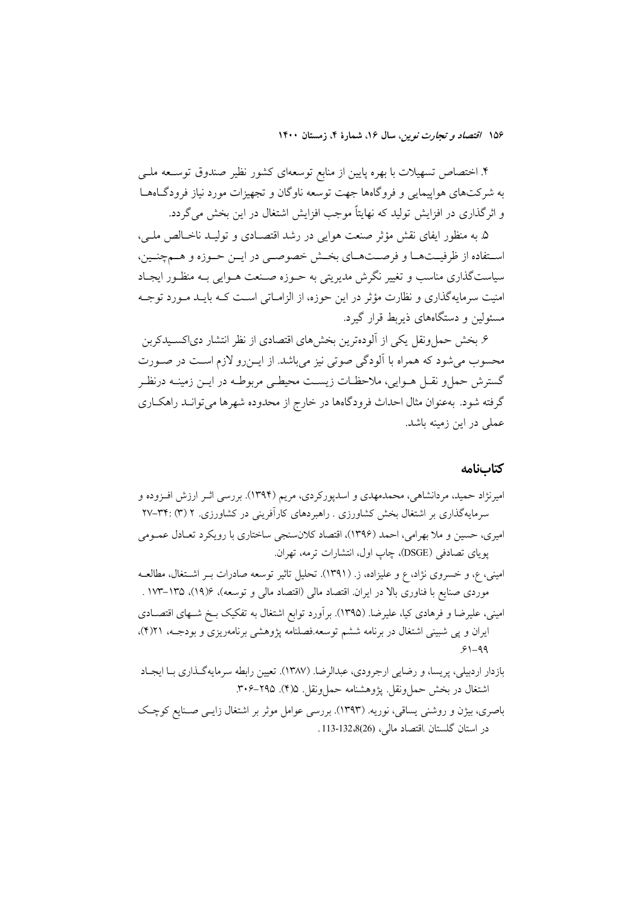۴. اختصاص تسهیلات با بهره پایین از منابع توسعه‌ای کشور نظیر صندوق توسعه ملی به شرکت‌های هواپیمایی و فروگاه‌ها جهت توسعه ناوگان و تجهیزات مورد نیاز فرودگاه‌ها و اثرگذاری در افزایش تولید که نهایتاً موجب افزایش اشتغال در این بخش می‌گردد.

۵. به منظور ایفای نقش مؤثر صنعت هوایی در رشد اقتصادی و تولید ناخالص ملی، استفاده از ظرفیت‌ها و فرصت‌های بخش خصوصی در این حوزه و هم‌چنین، سیاست‌گذاری مناسب و تغییر نگرش مدیریتی به حوزه صنعت هوایی به منظور ایجاد امنیت سرمایه‌گذاری و نظارت مؤثر در این حوزه، از الزاماتی است که باید مورد توجه مسئولین و دستگاه‌های ذیربط قرار گیرد.

۶. بخش حمل‌ونقل یکی از آلوده‌ترین بخش‌های اقتصادی از نظر انتشار دی‌اکسیدکربن محسوب می‌شود که همراه با آلودگی صوتی نیز می‌باشد. از این‌رو لازم است در صورت گسترش حمل‌و نقل هوایی، ملاحظات زیست محیطی مربوطه در این زمینه درنظر گرفته شود. به‌عنوان مثال احداث فرودگاه‌ها در خارج از محدوده شهرها می‌تواند راهکاری عملی در این زمینه باشد.

## کتاب‌نامه

امیرنژاد حمید، مردانشاهی، محمدمهدی و اسدپورکردی، مریم (۱۳۹۴). بررسی اثر ارزش افزوده و سرمایه‌گذاری بر اشتغال بخش کشاورزی . راهبردهای کارآفرینی در کشاورزی. ۲ (۳) :۳۴-۲۷

امیری، حسین و ملا بهرامی، احمد (۱۳۹۶)، اقتصاد کلان‌سنجی ساختاری با رویکرد تعادل عمومی پویای تصادفی (DSGE)، چاپ اول، انتشارات ترمه، تهران.

امینی، ع، و خسروی نژاد، ع و علیزاده، ز. (۱۳۹۱). تحلیل تاثیر توسعه صادرات بر اشتغال، مطالعه موردی صنایع با فناوری بالا در ایران. اقتصاد مالی (اقتصاد مالی و توسعه)، ۶(۱۹)، ۱۳۵-۱۷۳ .

امینی، علیرضا و فرهادی کیا، علیرضا. (۱۳۹۵). برآورد توابع اشتغال به تفکیک بخ شهای اقتصادی ایران و پی شبینی اشتغال در برنامه ششم توسعه.فصلنامه پژوهشی برنامه‌ریزی و بودجه، ۲۱(۴)، ۶۱-۹۹.

بازدار اردبیلی، پریسا، و رضایی ارجرودی، عبدالرضا. (۱۳۸۷). تعیین رابطه سرمایه‌گذاری با ایجاد اشتغال در بخش حمل‌ونقل. پژوهشنامه حمل‌ونقل. ۵(۴). ۲۹۵-۳۰۶.

باصری، بیژن و روشنی یساقی، نوریه. (۱۳۹۳). بررسی عوامل موثر بر اشتغال زایی صنایع کوچک در استان گلستان .اقتصاد مالی، 8(26)، 113-132 .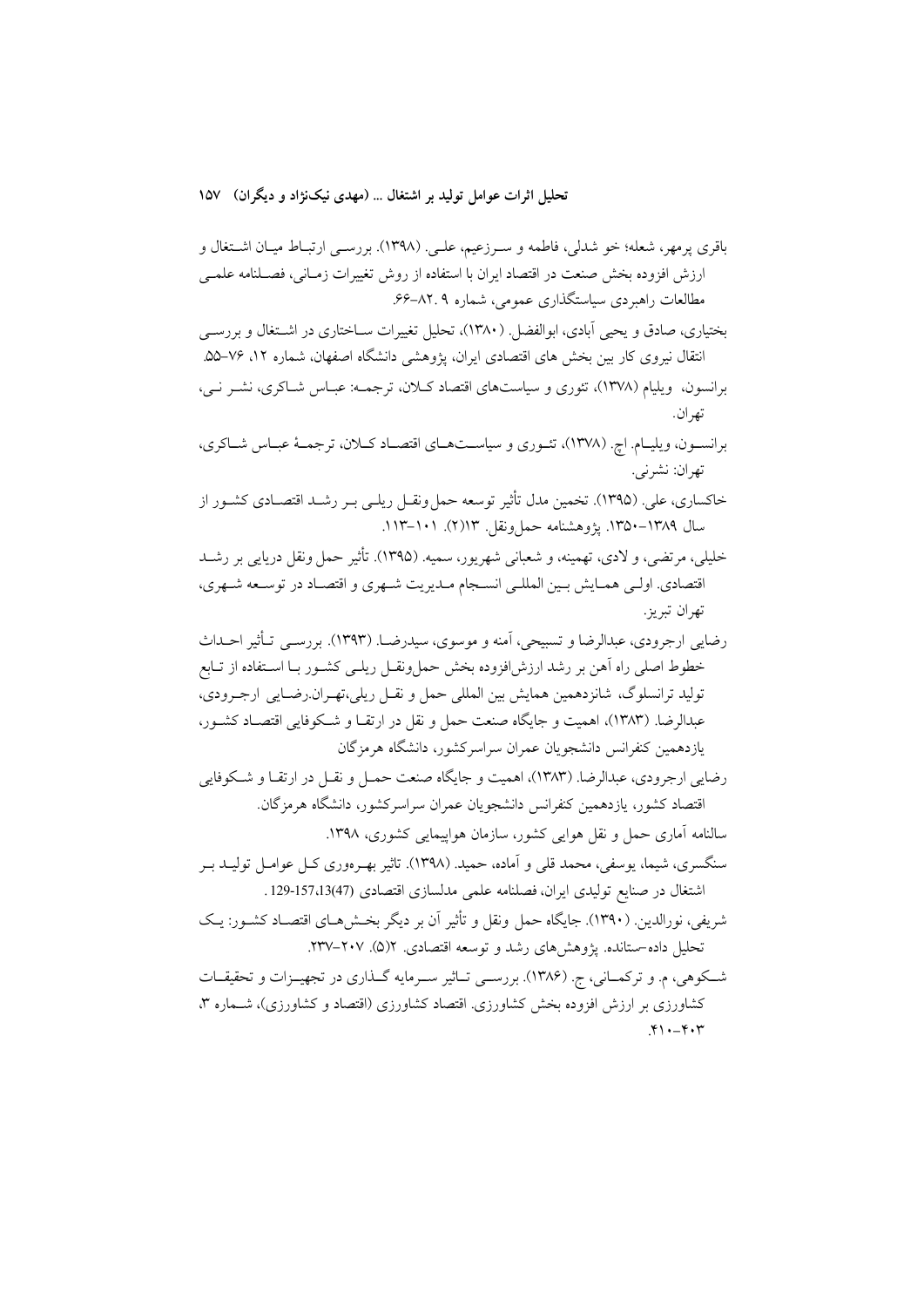باقری پرمهر، شعله؛ خو شدلی، فاطمه و سـرزعیم، علـی. (۱۳۹۸). بررسـی ارتبـاط میـان اشـتغال و ارزش افزوده بخش صنعت در اقتصاد ایران با استفاده از روش تغییرات زمـانی، فصـلنامه علمـی مطالعات راهبردی سیاستگذاری عمومی، شماره ۹ .۸۲-۶۶.

بختیاری، صادق و یحیی آبادی، ابوالفضل. (۱۳۸۰)، تحلیل تغییرات سـاختاری در اشـتغال و بررسـی انتقال نیروی کار بین بخش های اقتصادی ایران، پژوهشی دانشگاه اصفهان، شماره ۱۲، ۷۶-۵۵.

برانسون، ویلیام (۱۳۷۸)، تئوری و سیاست‌های اقتصاد کـلان، ترجمـه: عبـاس شـاکری، نشـر نـی، تهران.

برانسـون، ویلیـام. اچ. (۱۳۷۸)، تئـوری و سیاسـت‌هـای اقتصـاد کـلان، ترجمـهٔ عبـاس شـاکری، تهران: نشرنی.

خاکساری، علی. (۱۳۹۵). تخمین مدل تأثیر توسعه حمل‌ونقـل ریلـی بـر رشـد اقتصـادی کشـور از سال ۱۳۸۹-۱۳۵۰. پژوهشنامه حمل‌ونقل. ۱۳(۲). ۱۰۱-۱۱۳.

خلیلی، مرتضی، و لادی، تهمینه، و شعبانی شهریور، سمیه. (۱۳۹۵). تأثیر حمل ونقل دریایی بر رشـد اقتصادی. اولـی همـایش بـین المللـی انسـجام مـدیریت شـهری و اقتصـاد در توسـعه شـهری، تهران تبریز.

رضایی ارجرودی، عبدالرضا و تسبیحی، آمنه و موسوی، سیدرضـا. (۱۳۹۳). بررسـی تـأثیر احـداث خطوط اصلی راه آهن بر رشد ارزش‌افزوده بخش حمل‌ونقـل ریلـی کشـور بـا اسـتفاده از تـابع تولید ترانسلوگ، شانزدهمین همایش بین المللی حمل و نقـل ریلی،تهـران.رضـایی ارجـرودی، عبدالرضا. (۱۳۸۳)، اهمیت و جایگاه صنعت حمل و نقل در ارتقـا و شـکوفایی اقتصـاد کشـور، یازدهمین کنفرانس دانشجویان عمران سراسرکشور، دانشگاه هرمزگان

رضایی ارجرودی، عبدالرضا. (۱۳۸۳)، اهمیت و جایگاه صنعت حمـل و نقـل در ارتقـا و شـکوفایی اقتصاد کشور، یازدهمین کنفرانس دانشجویان عمران سراسرکشور، دانشگاه هرمزگان.

سالنامه آماری حمل و نقل هوایی کشور، سازمان هواپیمایی کشوری، ۱۳۹۸.

سنگسری، شیما، یوسفی، محمد قلی و آماده، حمید. (۱۳۹۸). تاثیر بهـره‌وری کـل عوامـل تولیـد بـر اشتغال در صنایع تولیدی ایران، فصلنامه علمی مدلسازی اقتصادی (47)13،157-129 .

شریفی، نورالدین. (۱۳۹۰). جایگاه حمل ونقل و تأثیر آن بر دیگر بخـش‌هـای اقتصـاد کشـور: یـک تحلیل داده-ستانده. پژوهش‌های رشد و توسعه اقتصادی. ۲(۵). ۲۰۷-۲۳۷.

شـکوهی، م. و ترکمـانی، ج. (۱۳۸۶). بررسـی تـاثیر سـرمایه گـذاری در تجهیـزات و تحقیقـات کشاورزی بر ارزش افزوده بخش کشاورزی. اقتصاد کشاورزی (اقتصاد و کشاورزی)، شـماره ۳، ۴۰۳-۴۱۰.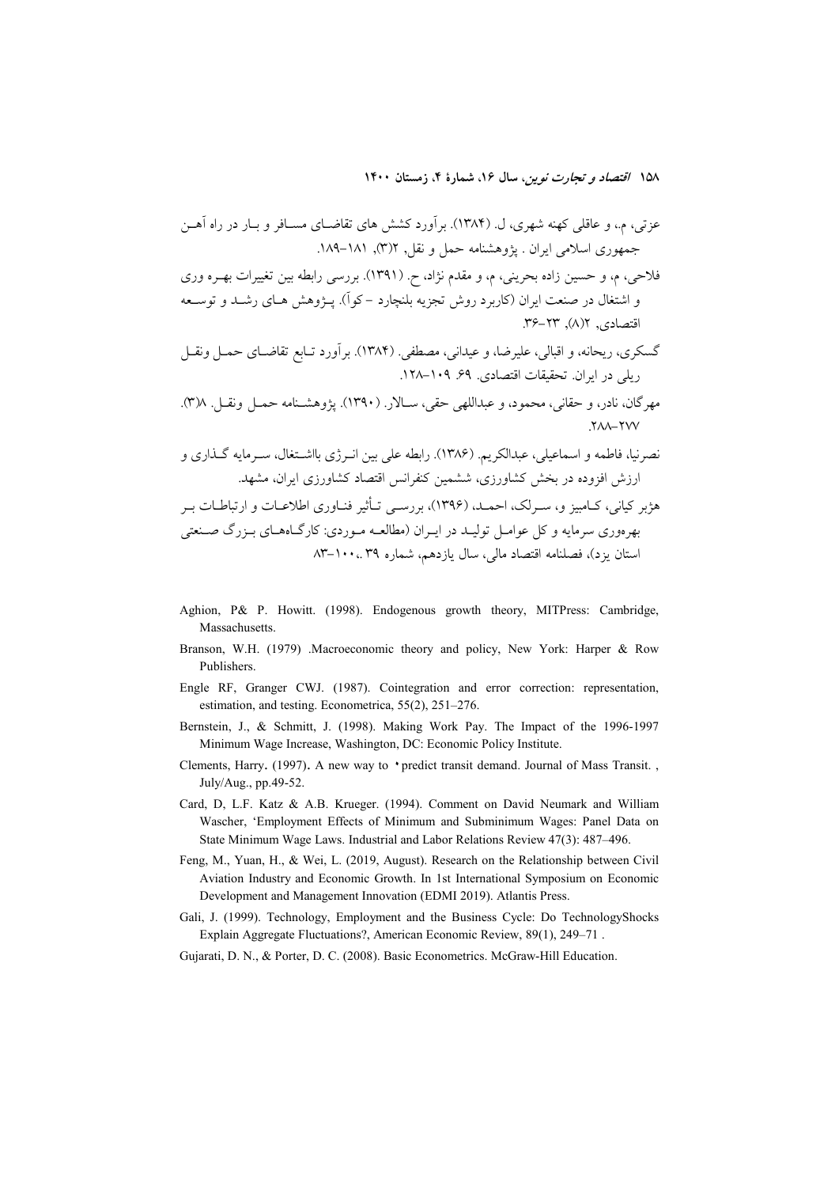عزتی، م.، و عاقلی کهنه شهری، ل. (۱۳۸۴). برآورد کشش های تقاضای مسافر و بار در راه آهن جمهوری اسلامی ایران . پژوهشنامه حمل و نقل, ۲(۳), ۱۸۱–۱۸۹.

فلاحی، م، و حسین زاده بحرینی، م، و مقدم نژاد، ح. (۱۳۹۱). بررسی رابطه بین تغییرات بهره وری و اشتغال در صنعت ایران (کاربرد روش تجزیه بلنچارد – کوآ). پژوهش های رشد و توسعه اقتصادی, ۲(۸), ۲۳–۳۶.

گسکری، ریحانه، و اقبالی، علیرضا، و عیدانی، مصطفی. (۱۳۸۴). برآورد تابع تقاضای حمل ونقل ریلی در ایران. تحقیقات اقتصادی. ۶۹. ۱۰۹–۱۲۸.

مهرگان، نادر، و حقانی، محمود، و عبداللهی حقی، سالار. (۱۳۹۰). پژوهشنامه حمل ونقل. ۸(۳). ۲۷۷–۲۸۸.

نصرنیا، فاطمه و اسماعیلی، عبدالکریم. (۱۳۸۶). رابطه علی بین انرژی بااشتغال، سرمایه گذاری و ارزش افزوده در بخش کشاورزی، ششمین کنفرانس اقتصاد کشاورزی ایران، مشهد.

هژبر کیانی، کامبیز و، سرلک، احمد، (۱۳۹۶)، بررسی تأثیر فناوری اطلاعات و ارتباطات بر بهره‌وری سرمایه و کل عوامل تولید در ایران (مطالعه موردی: کارگاه‌های بزرگ صنعتی استان یزد)، فصلنامه اقتصاد مالی، سال یازدهم، شماره ۳۹ ،.۱۰۰–۸۳

Aghion, P& P. Howitt. (1998). Endogenous growth theory, MITPress: Cambridge, Massachusetts.

Branson, W.H. (1979) .Macroeconomic theory and policy, New York: Harper & Row Publishers.

Engle RF, Granger CWJ. (1987). Cointegration and error correction: representation, estimation, and testing. Econometrica, 55(2), 251–276.

Bernstein, J., & Schmitt, J. (1998). Making Work Pay. The Impact of the 1996-1997 Minimum Wage Increase, Washington, DC: Economic Policy Institute.

Clements, Harry. (1997). A new way to •predict transit demand. Journal of Mass Transit. , July/Aug., pp.49-52.

Card, D, L.F. Katz & A.B. Krueger. (1994). Comment on David Neumark and William Wascher, 'Employment Effects of Minimum and Subminimum Wages: Panel Data on State Minimum Wage Laws. Industrial and Labor Relations Review 47(3): 487–496.

Feng, M., Yuan, H., & Wei, L. (2019, August). Research on the Relationship between Civil Aviation Industry and Economic Growth. In 1st International Symposium on Economic Development and Management Innovation (EDMI 2019). Atlantis Press.

Gali, J. (1999). Technology, Employment and the Business Cycle: Do TechnologyShocks Explain Aggregate Fluctuations?, American Economic Review, 89(1), 249–71 .

Gujarati, D. N., & Porter, D. C. (2008). Basic Econometrics. McGraw-Hill Education.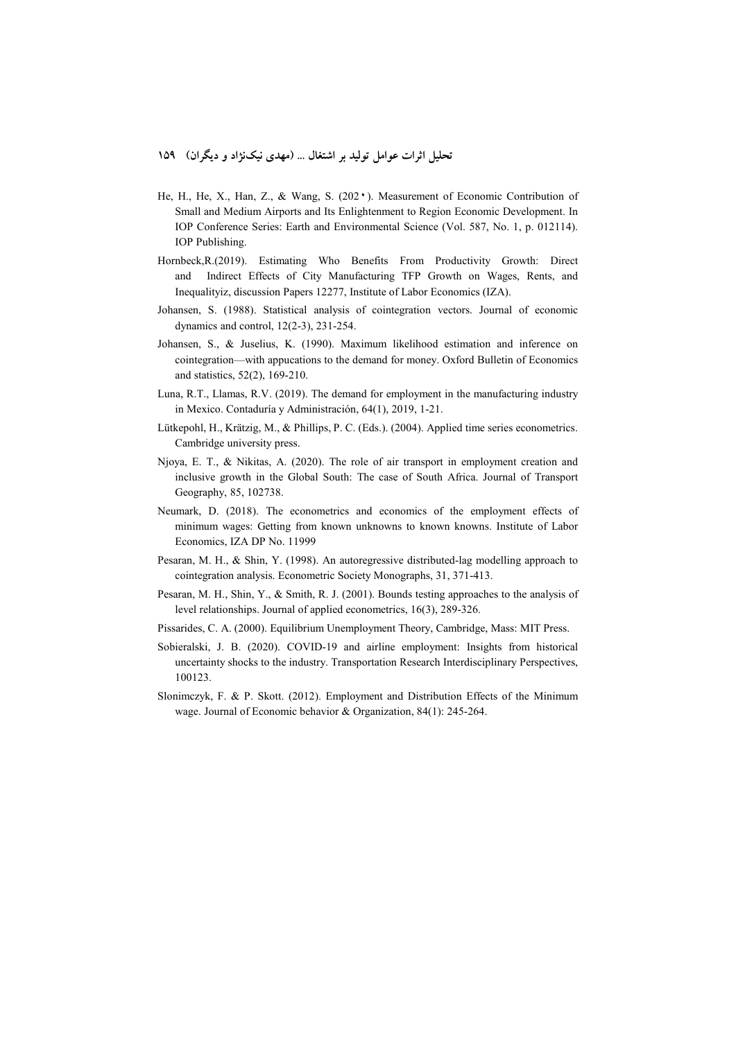He, H., He, X., Han, Z., & Wang, S. (202۰). Measurement of Economic Contribution of Small and Medium Airports and Its Enlightenment to Region Economic Development. In IOP Conference Series: Earth and Environmental Science (Vol. 587, No. 1, p. 012114). IOP Publishing.

Hornbeck,R.(2019). Estimating Who Benefits From Productivity Growth: Direct and Indirect Effects of City Manufacturing TFP Growth on Wages, Rents, and Inequalityiz, discussion Papers 12277, Institute of Labor Economics (IZA).

Johansen, S. (1988). Statistical analysis of cointegration vectors. Journal of economic dynamics and control, 12(2-3), 231-254.

Johansen, S., & Juselius, K. (1990). Maximum likelihood estimation and inference on cointegration—with appucations to the demand for money. Oxford Bulletin of Economics and statistics, 52(2), 169-210.

Luna, R.T., Llamas, R.V. (2019). The demand for employment in the manufacturing industry in Mexico. Contaduría y Administración, 64(1), 2019, 1-21.

Lütkepohl, H., Krätzig, M., & Phillips, P. C. (Eds.). (2004). Applied time series econometrics. Cambridge university press.

Njoya, E. T., & Nikitas, A. (2020). The role of air transport in employment creation and inclusive growth in the Global South: The case of South Africa. Journal of Transport Geography, 85, 102738.

Neumark, D. (2018). The econometrics and economics of the employment effects of minimum wages: Getting from known unknowns to known knowns. Institute of Labor Economics, IZA DP No. 11999

Pesaran, M. H., & Shin, Y. (1998). An autoregressive distributed-lag modelling approach to cointegration analysis. Econometric Society Monographs, 31, 371-413.

Pesaran, M. H., Shin, Y., & Smith, R. J. (2001). Bounds testing approaches to the analysis of level relationships. Journal of applied econometrics, 16(3), 289-326.

Pissarides, C. A. (2000). Equilibrium Unemployment Theory, Cambridge, Mass: MIT Press.

Sobieralski, J. B. (2020). COVID-19 and airline employment: Insights from historical uncertainty shocks to the industry. Transportation Research Interdisciplinary Perspectives, 100123.

Slonimczyk, F. & P. Skott. (2012). Employment and Distribution Effects of the Minimum wage. Journal of Economic behavior & Organization, 84(1): 245-264.